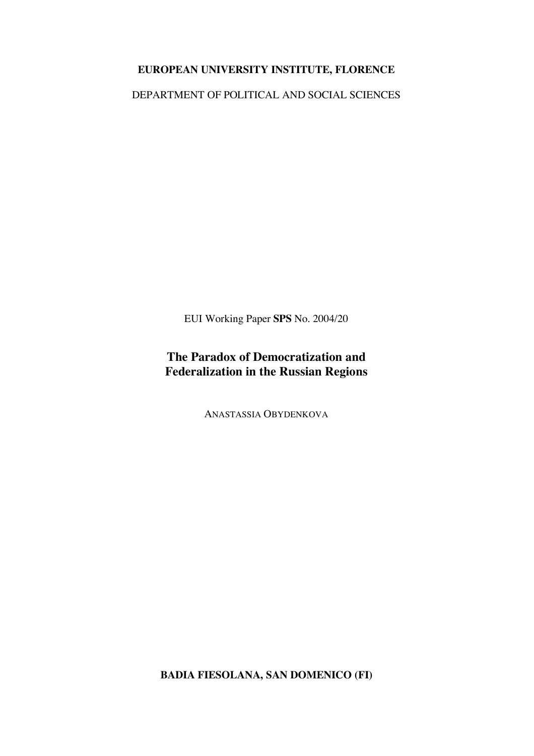**EUROPEAN UNIVERSITY INSTITUTE, FLORENCE**

DEPARTMENT OF POLITICAL AND SOCIAL SCIENCES

EUI Working Paper **SPS** No. 2004/20

# The Paradox of Democratization and Federalization in the Russian Regions

ANASTASSIA OBYDENKOVA

**BADIA FIESOLANA, SAN DOMENICO (FI)**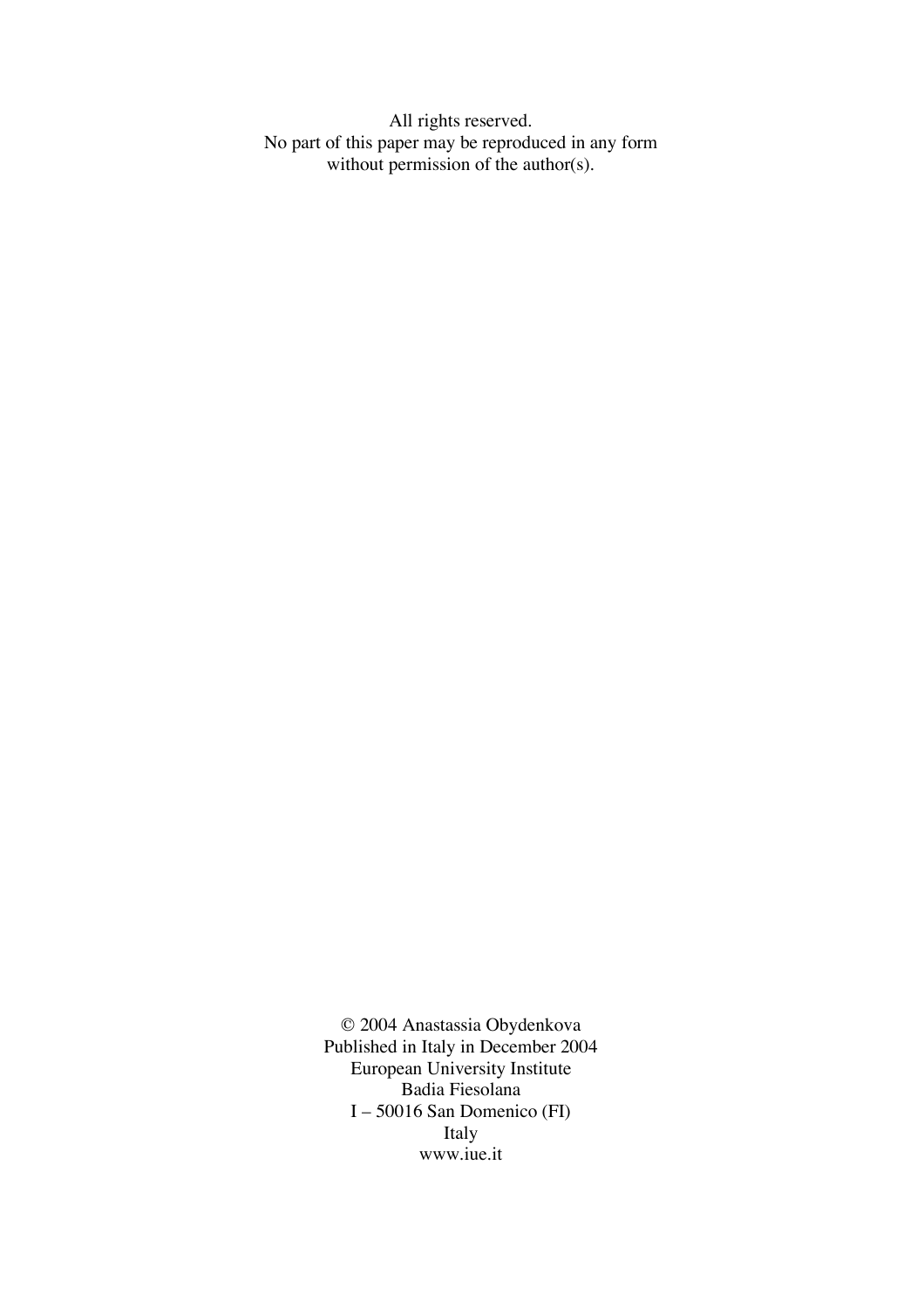All rights reserved.
No part of this paper may be reproduced in any form
without permission of the author(s).

© 2004 Anastassia Obydenkova
Published in Italy in December 2004
European University Institute
Badia Fiesolana
I – 50016 San Domenico (FI)
Italy
www.iue.it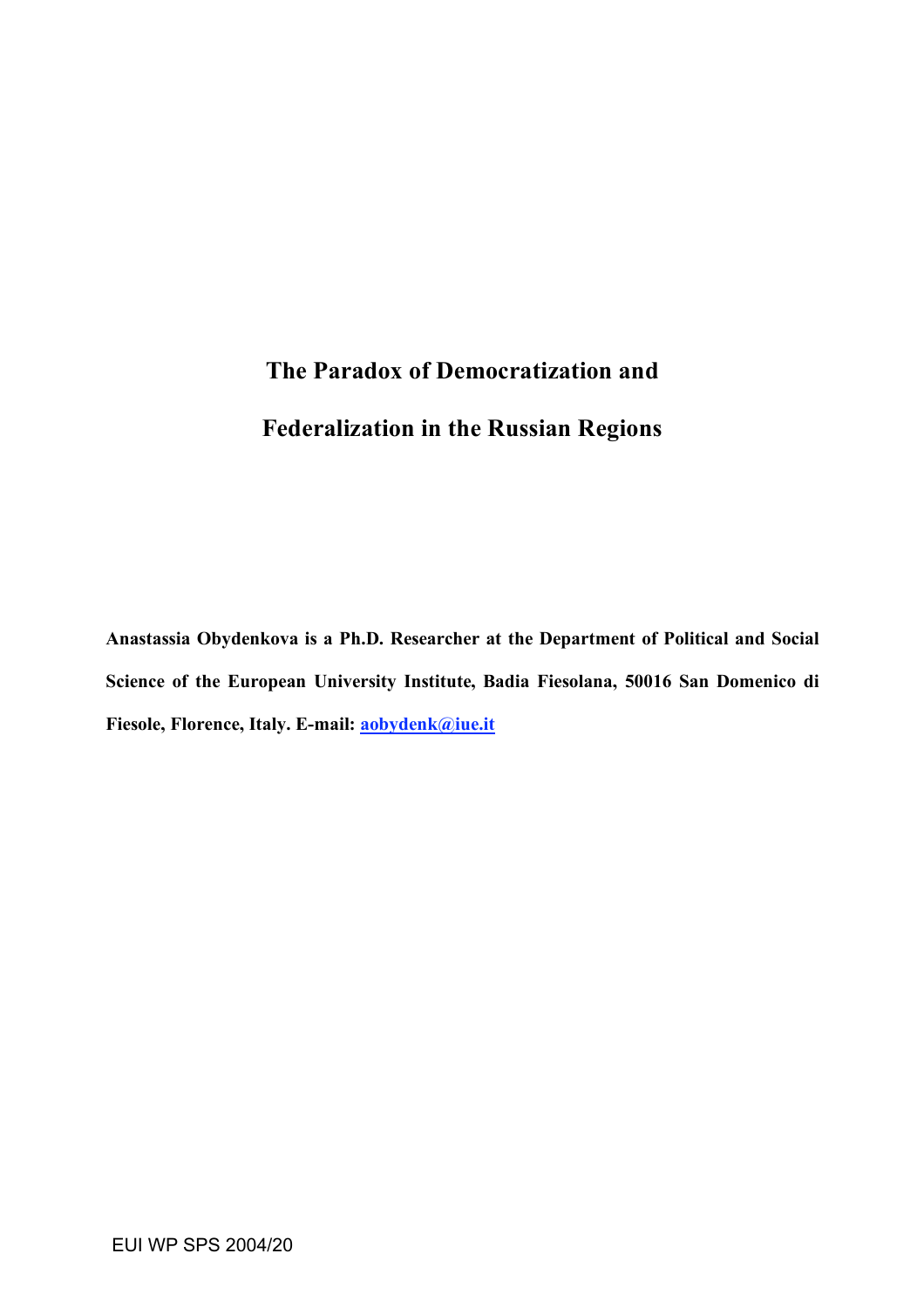# The Paradox of Democratization and Federalization in the Russian Regions

**Anastassia Obydenkova is a Ph.D. Researcher at the Department of Political and Social Science of the European University Institute, Badia Fiesolana, 50016 San Domenico di Fiesole, Florence, Italy. E-mail: aobydenk@iue.it**

EUI WP SPS 2004/20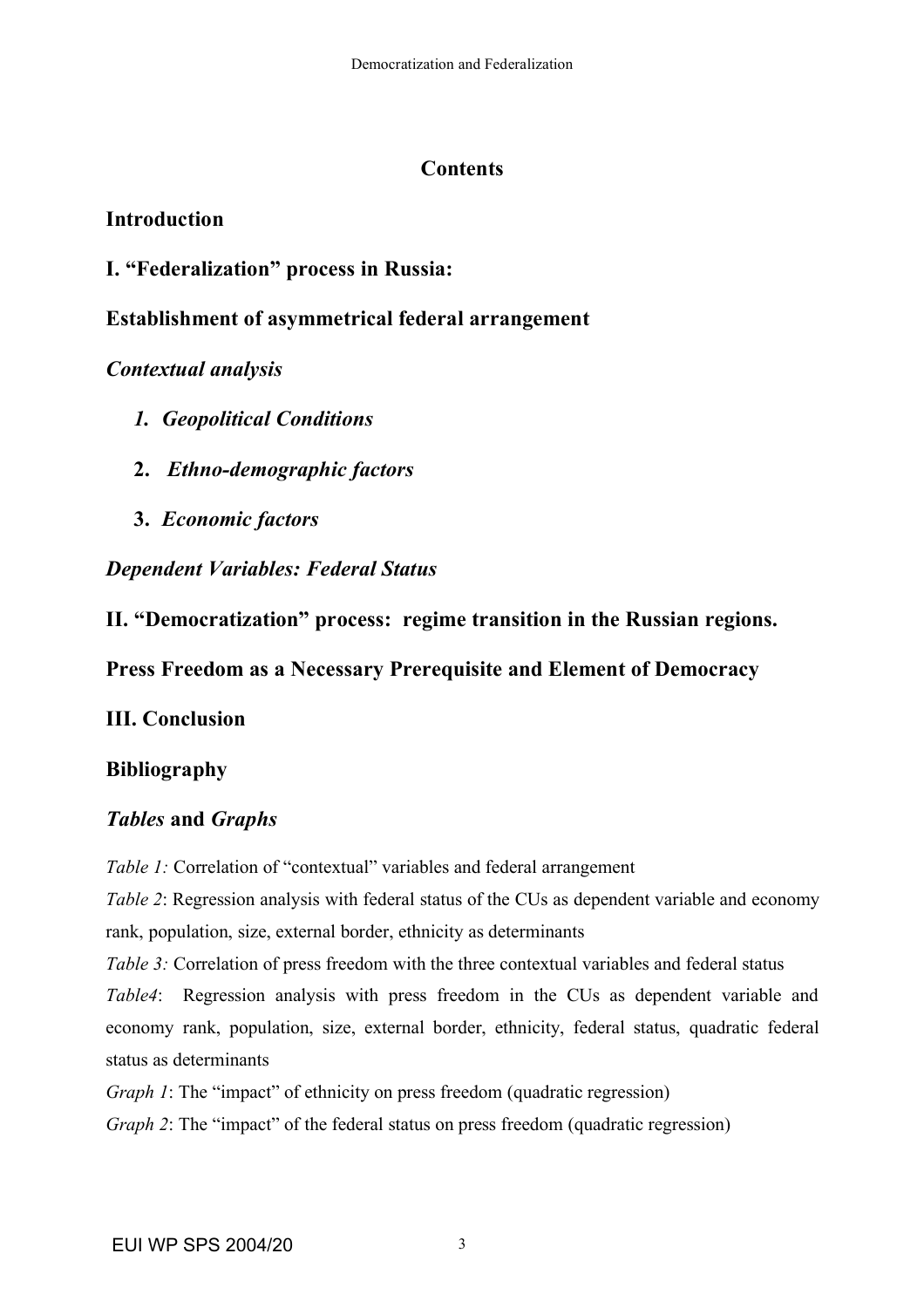## Contents

**Introduction**

**I. "Federalization" process in Russia:**

**Establishment of asymmetrical federal arrangement**

***Contextual analysis***

1. ***Geopolitical Conditions***
2. ***Ethno-demographic factors***
3. ***Economic factors***

***Dependent Variables: Federal Status***

**II. "Democratization" process: regime transition in the Russian regions.**

**Press Freedom as a Necessary Prerequisite and Element of Democracy**

**III. Conclusion**

**Bibliography**

***Tables* and *Graphs***

*Table 1:* Correlation of "contextual" variables and federal arrangement

*Table 2*: Regression analysis with federal status of the CUs as dependent variable and economy rank, population, size, external border, ethnicity as determinants

*Table 3:* Correlation of press freedom with the three contextual variables and federal status

*Table4*: Regression analysis with press freedom in the CUs as dependent variable and economy rank, population, size, external border, ethnicity, federal status, quadratic federal status as determinants

*Graph 1*: The "impact" of ethnicity on press freedom (quadratic regression)

*Graph 2*: The "impact" of the federal status on press freedom (quadratic regression)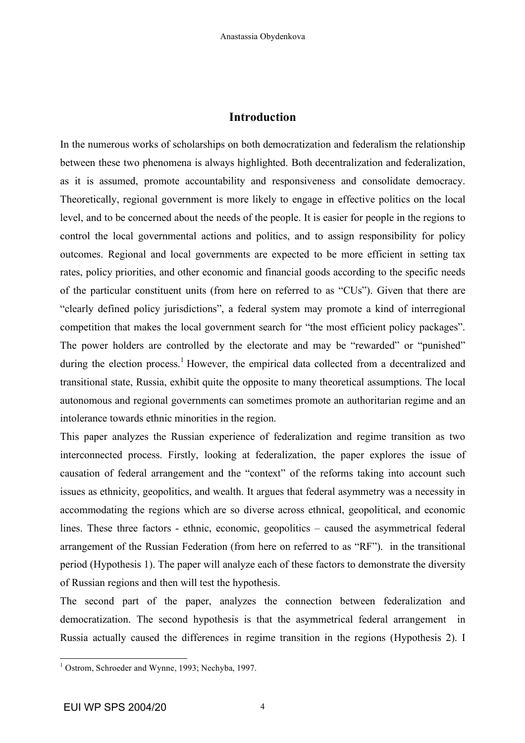## Introduction

In the numerous works of scholarships on both democratization and federalism the relationship between these two phenomena is always highlighted. Both decentralization and federalization, as it is assumed, promote accountability and responsiveness and consolidate democracy. Theoretically, regional government is more likely to engage in effective politics on the local level, and to be concerned about the needs of the people. It is easier for people in the regions to control the local governmental actions and politics, and to assign responsibility for policy outcomes. Regional and local governments are expected to be more efficient in setting tax rates, policy priorities, and other economic and financial goods according to the specific needs of the particular constituent units (from here on referred to as "CUs"). Given that there are "clearly defined policy jurisdictions", a federal system may promote a kind of interregional competition that makes the local government search for "the most efficient policy packages". The power holders are controlled by the electorate and may be "rewarded" or "punished" during the election process.[1] However, the empirical data collected from a decentralized and transitional state, Russia, exhibit quite the opposite to many theoretical assumptions. The local autonomous and regional governments can sometimes promote an authoritarian regime and an intolerance towards ethnic minorities in the region.

This paper analyzes the Russian experience of federalization and regime transition as two interconnected process. Firstly, looking at federalization, the paper explores the issue of causation of federal arrangement and the "context" of the reforms taking into account such issues as ethnicity, geopolitics, and wealth. It argues that federal asymmetry was a necessity in accommodating the regions which are so diverse across ethnical, geopolitical, and economic lines. These three factors - ethnic, economic, geopolitics – caused the asymmetrical federal arrangement of the Russian Federation (from here on referred to as "RF"). in the transitional period (Hypothesis 1). The paper will analyze each of these factors to demonstrate the diversity of Russian regions and then will test the hypothesis.

The second part of the paper, analyzes the connection between federalization and democratization. The second hypothesis is that the asymmetrical federal arrangement in Russia actually caused the differences in regime transition in the regions (Hypothesis 2). I

---

[1] Ostrom, Schroeder and Wynne, 1993; Nechyba, 1997.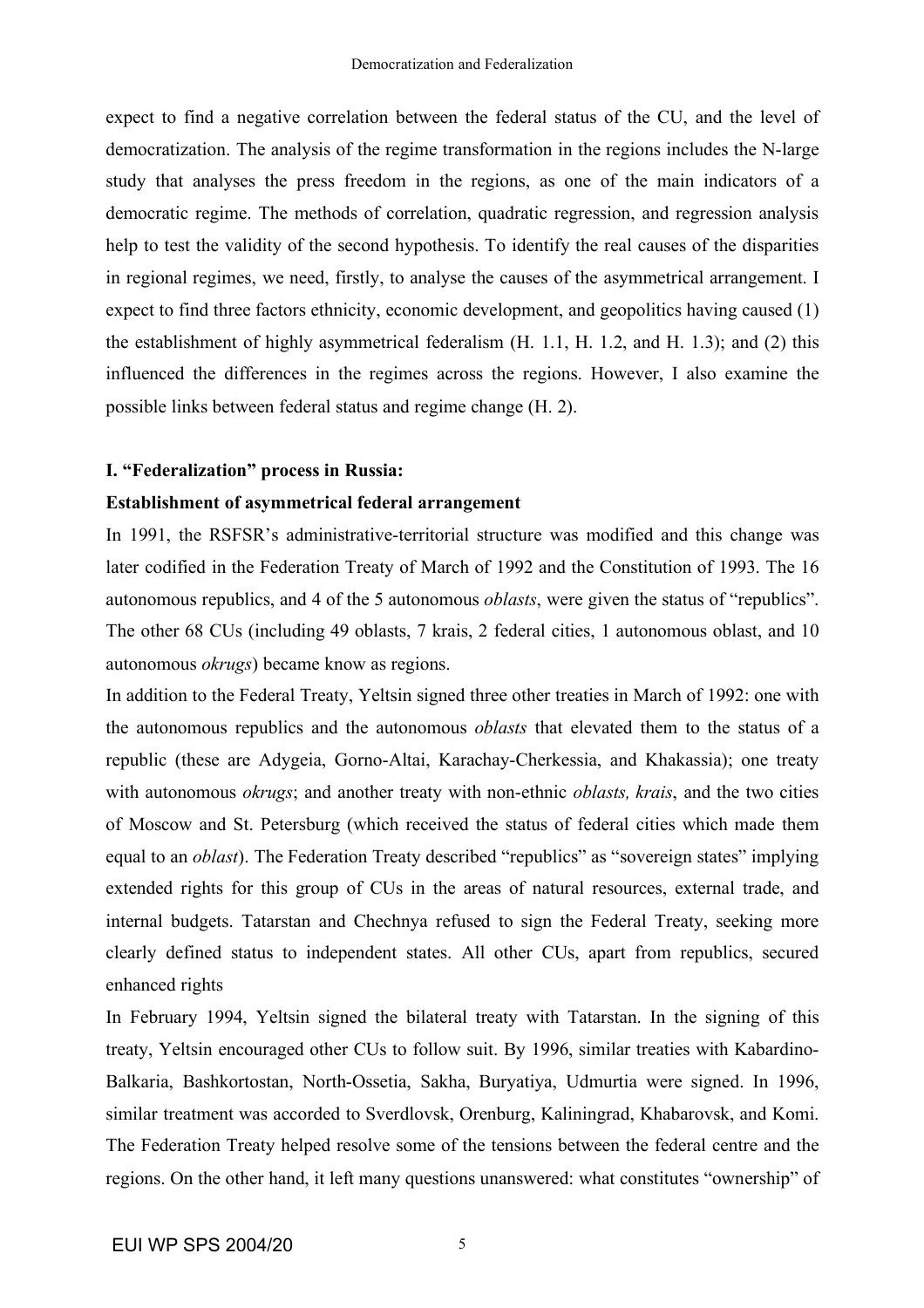expect to find a negative correlation between the federal status of the CU, and the level of democratization. The analysis of the regime transformation in the regions includes the N-large study that analyses the press freedom in the regions, as one of the main indicators of a democratic regime. The methods of correlation, quadratic regression, and regression analysis help to test the validity of the second hypothesis. To identify the real causes of the disparities in regional regimes, we need, firstly, to analyse the causes of the asymmetrical arrangement. I expect to find three factors ethnicity, economic development, and geopolitics having caused (1) the establishment of highly asymmetrical federalism (H. 1.1, H. 1.2, and H. 1.3); and (2) this influenced the differences in the regimes across the regions. However, I also examine the possible links between federal status and regime change (H. 2).

## I. "Federalization" process in Russia:

### Establishment of asymmetrical federal arrangement

In 1991, the RSFSR's administrative-territorial structure was modified and this change was later codified in the Federation Treaty of March of 1992 and the Constitution of 1993. The 16 autonomous republics, and 4 of the 5 autonomous *oblasts*, were given the status of "republics". The other 68 CUs (including 49 oblasts, 7 krais, 2 federal cities, 1 autonomous oblast, and 10 autonomous *okrugs*) became know as regions.

In addition to the Federal Treaty, Yeltsin signed three other treaties in March of 1992: one with the autonomous republics and the autonomous *oblasts* that elevated them to the status of a republic (these are Adygeia, Gorno-Altai, Karachay-Cherkessia, and Khakassia); one treaty with autonomous *okrugs*; and another treaty with non-ethnic *oblasts, krais*, and the two cities of Moscow and St. Petersburg (which received the status of federal cities which made them equal to an *oblast*). The Federation Treaty described "republics" as "sovereign states" implying extended rights for this group of CUs in the areas of natural resources, external trade, and internal budgets. Tatarstan and Chechnya refused to sign the Federal Treaty, seeking more clearly defined status to independent states. All other CUs, apart from republics, secured enhanced rights

In February 1994, Yeltsin signed the bilateral treaty with Tatarstan. In the signing of this treaty, Yeltsin encouraged other CUs to follow suit. By 1996, similar treaties with Kabardino-Balkaria, Bashkortostan, North-Ossetia, Sakha, Buryatiya, Udmurtia were signed. In 1996, similar treatment was accorded to Sverdlovsk, Orenburg, Kaliningrad, Khabarovsk, and Komi. The Federation Treaty helped resolve some of the tensions between the federal centre and the regions. On the other hand, it left many questions unanswered: what constitutes "ownership" of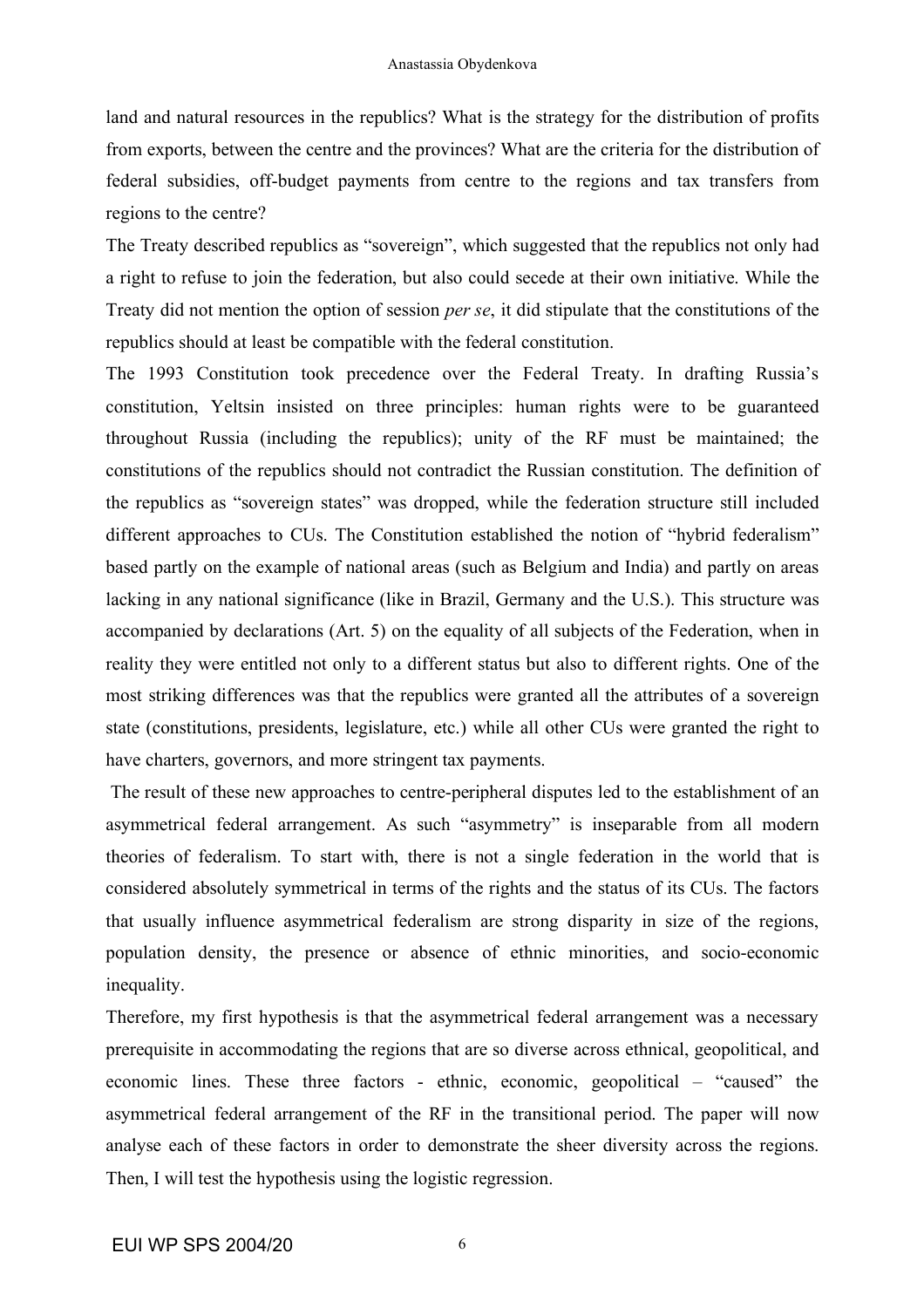land and natural resources in the republics? What is the strategy for the distribution of profits from exports, between the centre and the provinces? What are the criteria for the distribution of federal subsidies, off-budget payments from centre to the regions and tax transfers from regions to the centre?

The Treaty described republics as "sovereign", which suggested that the republics not only had a right to refuse to join the federation, but also could secede at their own initiative. While the Treaty did not mention the option of session *per se*, it did stipulate that the constitutions of the republics should at least be compatible with the federal constitution.

The 1993 Constitution took precedence over the Federal Treaty. In drafting Russia's constitution, Yeltsin insisted on three principles: human rights were to be guaranteed throughout Russia (including the republics); unity of the RF must be maintained; the constitutions of the republics should not contradict the Russian constitution. The definition of the republics as "sovereign states" was dropped, while the federation structure still included different approaches to CUs. The Constitution established the notion of "hybrid federalism" based partly on the example of national areas (such as Belgium and India) and partly on areas lacking in any national significance (like in Brazil, Germany and the U.S.). This structure was accompanied by declarations (Art. 5) on the equality of all subjects of the Federation, when in reality they were entitled not only to a different status but also to different rights. One of the most striking differences was that the republics were granted all the attributes of a sovereign state (constitutions, presidents, legislature, etc.) while all other CUs were granted the right to have charters, governors, and more stringent tax payments.

The result of these new approaches to centre-peripheral disputes led to the establishment of an asymmetrical federal arrangement. As such "asymmetry" is inseparable from all modern theories of federalism. To start with, there is not a single federation in the world that is considered absolutely symmetrical in terms of the rights and the status of its CUs. The factors that usually influence asymmetrical federalism are strong disparity in size of the regions, population density, the presence or absence of ethnic minorities, and socio-economic inequality.

Therefore, my first hypothesis is that the asymmetrical federal arrangement was a necessary prerequisite in accommodating the regions that are so diverse across ethnical, geopolitical, and economic lines. These three factors - ethnic, economic, geopolitical – "caused" the asymmetrical federal arrangement of the RF in the transitional period. The paper will now analyse each of these factors in order to demonstrate the sheer diversity across the regions. Then, I will test the hypothesis using the logistic regression.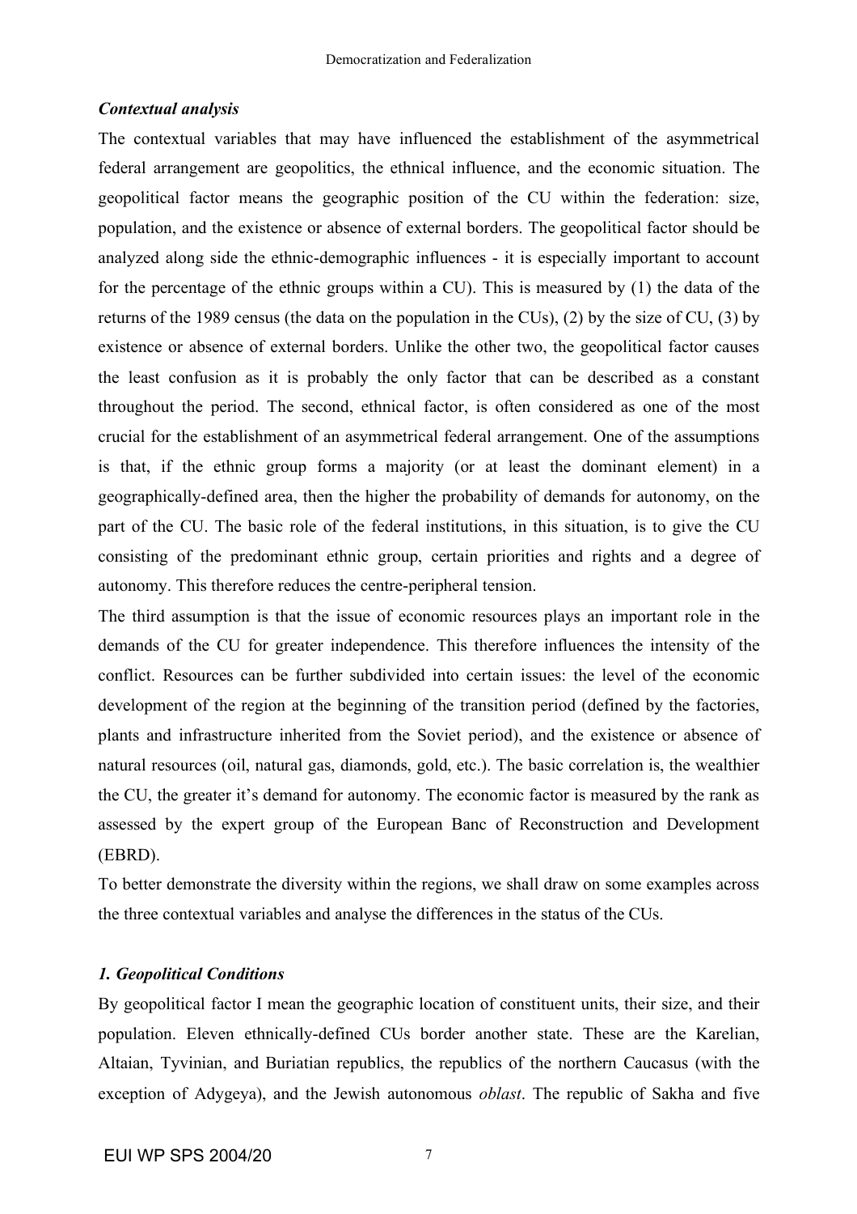***Contextual analysis***

The contextual variables that may have influenced the establishment of the asymmetrical federal arrangement are geopolitics, the ethnical influence, and the economic situation. The geopolitical factor means the geographic position of the CU within the federation: size, population, and the existence or absence of external borders. The geopolitical factor should be analyzed along side the ethnic-demographic influences - it is especially important to account for the percentage of the ethnic groups within a CU). This is measured by (1) the data of the returns of the 1989 census (the data on the population in the CUs), (2) by the size of CU, (3) by existence or absence of external borders. Unlike the other two, the geopolitical factor causes the least confusion as it is probably the only factor that can be described as a constant throughout the period. The second, ethnical factor, is often considered as one of the most crucial for the establishment of an asymmetrical federal arrangement. One of the assumptions is that, if the ethnic group forms a majority (or at least the dominant element) in a geographically-defined area, then the higher the probability of demands for autonomy, on the part of the CU. The basic role of the federal institutions, in this situation, is to give the CU consisting of the predominant ethnic group, certain priorities and rights and a degree of autonomy. This therefore reduces the centre-peripheral tension.

The third assumption is that the issue of economic resources plays an important role in the demands of the CU for greater independence. This therefore influences the intensity of the conflict. Resources can be further subdivided into certain issues: the level of the economic development of the region at the beginning of the transition period (defined by the factories, plants and infrastructure inherited from the Soviet period), and the existence or absence of natural resources (oil, natural gas, diamonds, gold, etc.). The basic correlation is, the wealthier the CU, the greater it's demand for autonomy. The economic factor is measured by the rank as assessed by the expert group of the European Banc of Reconstruction and Development (EBRD).

To better demonstrate the diversity within the regions, we shall draw on some examples across the three contextual variables and analyse the differences in the status of the CUs.

***1. Geopolitical Conditions***

By geopolitical factor I mean the geographic location of constituent units, their size, and their population. Eleven ethnically-defined CUs border another state. These are the Karelian, Altaian, Tyvinian, and Buriatian republics, the republics of the northern Caucasus (with the exception of Adygeya), and the Jewish autonomous *oblast*. The republic of Sakha and five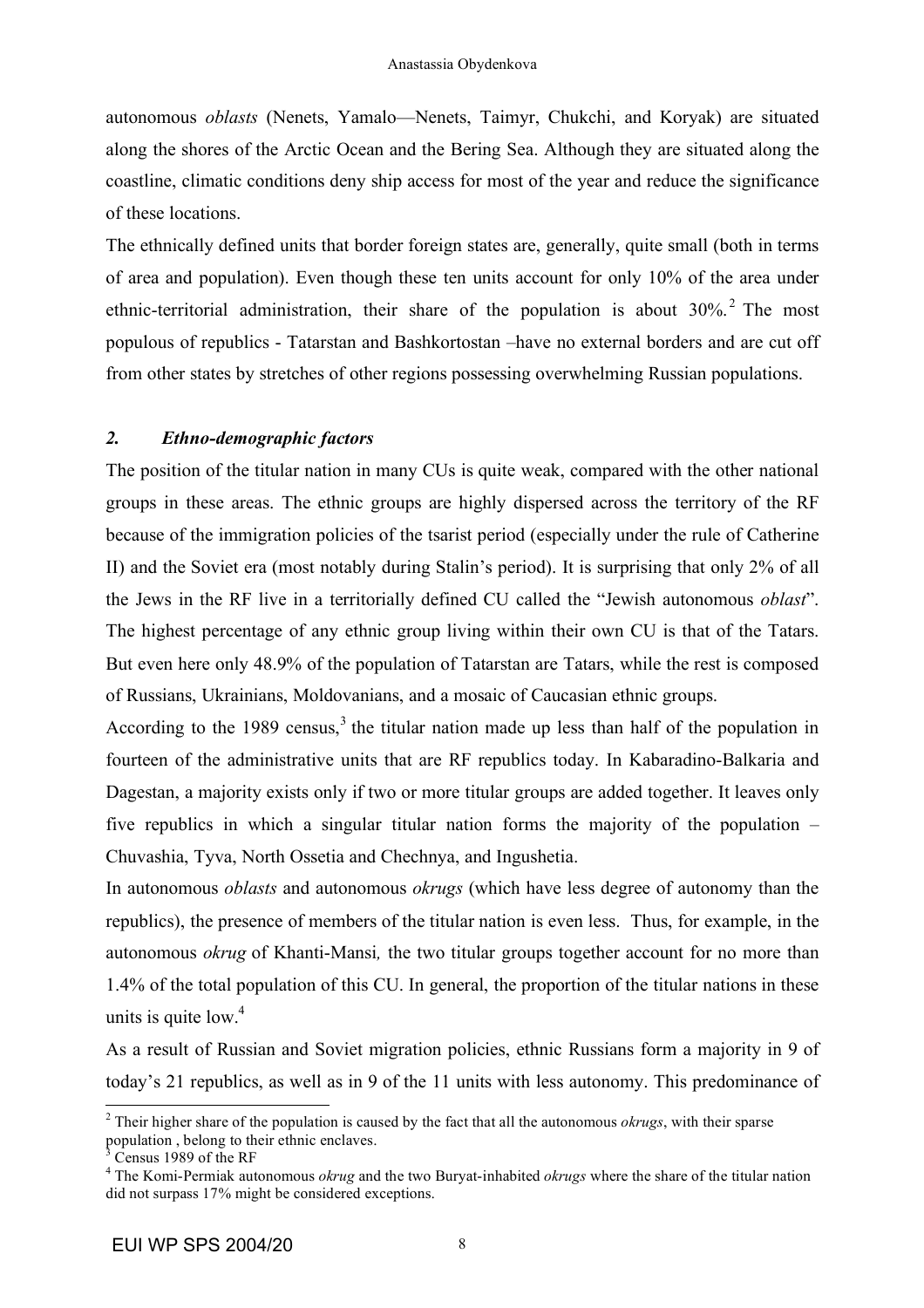autonomous *oblasts* (Nenets, Yamalo—Nenets, Taimyr, Chukchi, and Koryak) are situated along the shores of the Arctic Ocean and the Bering Sea. Although they are situated along the coastline, climatic conditions deny ship access for most of the year and reduce the significance of these locations.

The ethnically defined units that border foreign states are, generally, quite small (both in terms of area and population). Even though these ten units account for only 10% of the area under ethnic-territorial administration, their share of the population is about 30%.[2] The most populous of republics - Tatarstan and Bashkortostan –have no external borders and are cut off from other states by stretches of other regions possessing overwhelming Russian populations.

### *2. Ethno-demographic factors*

The position of the titular nation in many CUs is quite weak, compared with the other national groups in these areas. The ethnic groups are highly dispersed across the territory of the RF because of the immigration policies of the tsarist period (especially under the rule of Catherine II) and the Soviet era (most notably during Stalin's period). It is surprising that only 2% of all the Jews in the RF live in a territorially defined CU called the "Jewish autonomous *oblast*". The highest percentage of any ethnic group living within their own CU is that of the Tatars. But even here only 48.9% of the population of Tatarstan are Tatars, while the rest is composed of Russians, Ukrainians, Moldovanians, and a mosaic of Caucasian ethnic groups.

According to the 1989 census,[3] the titular nation made up less than half of the population in fourteen of the administrative units that are RF republics today. In Kabaradino-Balkaria and Dagestan, a majority exists only if two or more titular groups are added together. It leaves only five republics in which a singular titular nation forms the majority of the population – Chuvashia, Tyva, North Ossetia and Chechnya, and Ingushetia.

In autonomous *oblasts* and autonomous *okrugs* (which have less degree of autonomy than the republics), the presence of members of the titular nation is even less. Thus, for example, in the autonomous *okrug* of Khanti-Mansi*,* the two titular groups together account for no more than 1.4% of the total population of this CU. In general, the proportion of the titular nations in these units is quite low.[4]

As a result of Russian and Soviet migration policies, ethnic Russians form a majority in 9 of today's 21 republics, as well as in 9 of the 11 units with less autonomy. This predominance of

---

[2] Their higher share of the population is caused by the fact that all the autonomous *okrugs*, with their sparse population , belong to their ethnic enclaves.

[3] Census 1989 of the RF

[4] The Komi-Permiak autonomous *okrug* and the two Buryat-inhabited *okrugs* where the share of the titular nation did not surpass 17% might be considered exceptions.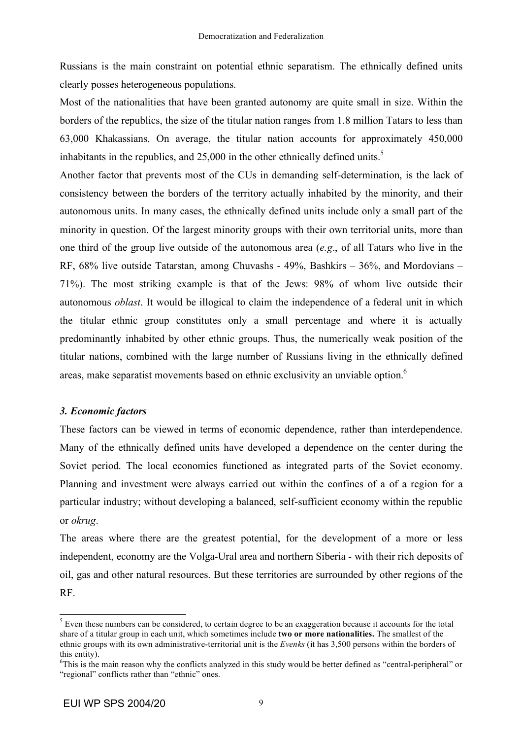Russians is the main constraint on potential ethnic separatism. The ethnically defined units clearly posses heterogeneous populations.

Most of the nationalities that have been granted autonomy are quite small in size. Within the borders of the republics, the size of the titular nation ranges from 1.8 million Tatars to less than 63,000 Khakassians. On average, the titular nation accounts for approximately 450,000 inhabitants in the republics, and 25,000 in the other ethnically defined units.[5]

Another factor that prevents most of the CUs in demanding self-determination, is the lack of consistency between the borders of the territory actually inhabited by the minority, and their autonomous units. In many cases, the ethnically defined units include only a small part of the minority in question. Of the largest minority groups with their own territorial units, more than one third of the group live outside of the autonomous area (*e.g*., of all Tatars who live in the RF, 68% live outside Tatarstan, among Chuvashs - 49%, Bashkirs – 36%, and Mordovians – 71%). The most striking example is that of the Jews: 98% of whom live outside their autonomous *oblast*. It would be illogical to claim the independence of a federal unit in which the titular ethnic group constitutes only a small percentage and where it is actually predominantly inhabited by other ethnic groups. Thus, the numerically weak position of the titular nations, combined with the large number of Russians living in the ethnically defined areas, make separatist movements based on ethnic exclusivity an unviable option.[6]

### *3. Economic factors*

These factors can be viewed in terms of economic dependence, rather than interdependence. Many of the ethnically defined units have developed a dependence on the center during the Soviet period. The local economies functioned as integrated parts of the Soviet economy. Planning and investment were always carried out within the confines of a of a region for a particular industry; without developing a balanced, self-sufficient economy within the republic or *okrug*.

The areas where there are the greatest potential, for the development of a more or less independent, economy are the Volga-Ural area and northern Siberia - with their rich deposits of oil, gas and other natural resources. But these territories are surrounded by other regions of the RF.

---

[5] Even these numbers can be considered, to certain degree to be an exaggeration because it accounts for the total share of a titular group in each unit, which sometimes include **two or more nationalities.** The smallest of the ethnic groups with its own administrative-territorial unit is the *Evenks* (it has 3,500 persons within the borders of this entity).

[6] This is the main reason why the conflicts analyzed in this study would be better defined as "central-peripheral" or "regional" conflicts rather than "ethnic" ones.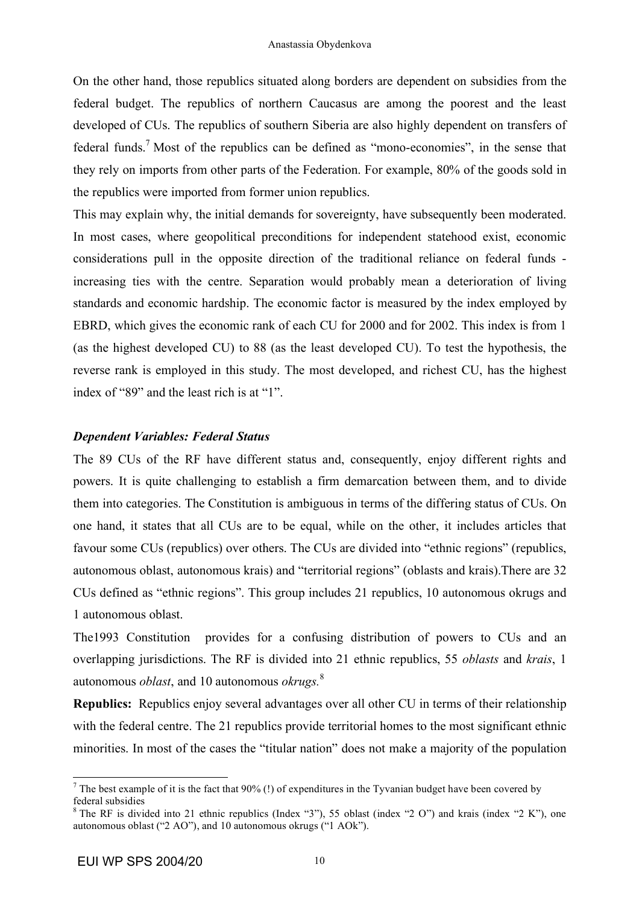On the other hand, those republics situated along borders are dependent on subsidies from the federal budget. The republics of northern Caucasus are among the poorest and the least developed of CUs. The republics of southern Siberia are also highly dependent on transfers of federal funds.[7] Most of the republics can be defined as "mono-economies", in the sense that they rely on imports from other parts of the Federation. For example, 80% of the goods sold in the republics were imported from former union republics.

This may explain why, the initial demands for sovereignty, have subsequently been moderated. In most cases, where geopolitical preconditions for independent statehood exist, economic considerations pull in the opposite direction of the traditional reliance on federal funds - increasing ties with the centre. Separation would probably mean a deterioration of living standards and economic hardship. The economic factor is measured by the index employed by EBRD, which gives the economic rank of each CU for 2000 and for 2002. This index is from 1 (as the highest developed CU) to 88 (as the least developed CU). To test the hypothesis, the reverse rank is employed in this study. The most developed, and richest CU, has the highest index of "89" and the least rich is at "1".

### *Dependent Variables: Federal Status*

The 89 CUs of the RF have different status and, consequently, enjoy different rights and powers. It is quite challenging to establish a firm demarcation between them, and to divide them into categories. The Constitution is ambiguous in terms of the differing status of CUs. On one hand, it states that all CUs are to be equal, while on the other, it includes articles that favour some CUs (republics) over others. The CUs are divided into "ethnic regions" (republics, autonomous oblast, autonomous krais) and "territorial regions" (oblasts and krais).There are 32 CUs defined as "ethnic regions". This group includes 21 republics, 10 autonomous okrugs and 1 autonomous oblast.

The1993 Constitution provides for a confusing distribution of powers to CUs and an overlapping jurisdictions. The RF is divided into 21 ethnic republics, 55 *oblasts* and *krais*, 1 autonomous *oblast*, and 10 autonomous *okrugs*.[8]

**Republics:** Republics enjoy several advantages over all other CU in terms of their relationship with the federal centre. The 21 republics provide territorial homes to the most significant ethnic minorities. In most of the cases the "titular nation" does not make a majority of the population

---

[7] The best example of it is the fact that 90% (!) of expenditures in the Tyvanian budget have been covered by federal subsidies

[8] The RF is divided into 21 ethnic republics (Index "3"), 55 oblast (index "2 O") and krais (index "2 K"), one autonomous oblast ("2 AO"), and 10 autonomous okrugs ("1 AOk").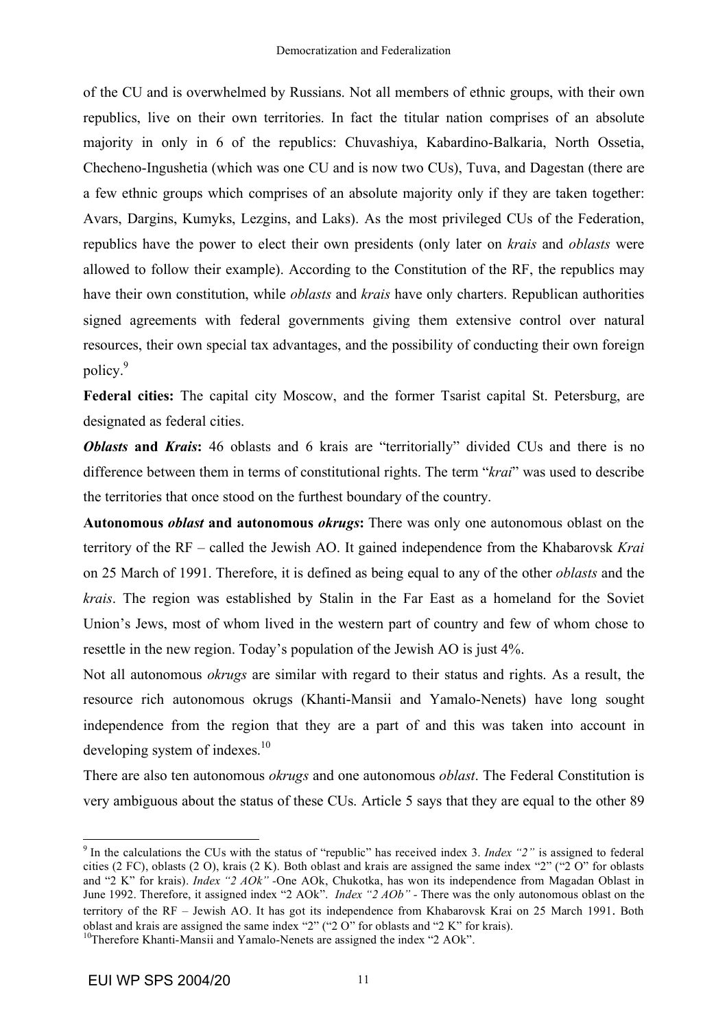of the CU and is overwhelmed by Russians. Not all members of ethnic groups, with their own republics, live on their own territories. In fact the titular nation comprises of an absolute majority in only in 6 of the republics: Chuvashiya, Kabardino-Balkaria, North Ossetia, Checheno-Ingushetia (which was one CU and is now two CUs), Tuva, and Dagestan (there are a few ethnic groups which comprises of an absolute majority only if they are taken together: Avars, Dargins, Kumyks, Lezgins, and Laks). As the most privileged CUs of the Federation, republics have the power to elect their own presidents (only later on *krais* and *oblasts* were allowed to follow their example). According to the Constitution of the RF, the republics may have their own constitution, while *oblasts* and *krais* have only charters. Republican authorities signed agreements with federal governments giving them extensive control over natural resources, their own special tax advantages, and the possibility of conducting their own foreign policy.[9]

**Federal cities:** The capital city Moscow, and the former Tsarist capital St. Petersburg, are designated as federal cities.

***Oblasts* and *Krais*:** 46 oblasts and 6 krais are "territorially" divided CUs and there is no difference between them in terms of constitutional rights. The term "*krai*" was used to describe the territories that once stood on the furthest boundary of the country.

**Autonomous *oblast* and autonomous *okrugs*:** There was only one autonomous oblast on the territory of the RF – called the Jewish AO. It gained independence from the Khabarovsk *Krai* on 25 March of 1991. Therefore, it is defined as being equal to any of the other *oblasts* and the *krais*. The region was established by Stalin in the Far East as a homeland for the Soviet Union's Jews, most of whom lived in the western part of country and few of whom chose to resettle in the new region. Today's population of the Jewish AO is just 4%.

Not all autonomous *okrugs* are similar with regard to their status and rights. As a result, the resource rich autonomous okrugs (Khanti-Mansii and Yamalo-Nenets) have long sought independence from the region that they are a part of and this was taken into account in developing system of indexes.[10]

There are also ten autonomous *okrugs* and one autonomous *oblast*. The Federal Constitution is very ambiguous about the status of these CUs. Article 5 says that they are equal to the other 89

---

[9] In the calculations the CUs with the status of "republic" has received index 3. *Index "2"* is assigned to federal cities (2 FC), oblasts (2 O), krais (2 K). Both oblast and krais are assigned the same index "2" ("2 O" for oblasts and "2 K" for krais). *Index "2 AOk"* -One AOk, Chukotka, has won its independence from Magadan Oblast in June 1992. Therefore, it assigned index "2 AOk". *Index "2 AOb"* - There was the only autonomous oblast on the territory of the RF – Jewish AO. It has got its independence from Khabarovsk Krai on 25 March 1991. Both oblast and krais are assigned the same index "2" ("2 O" for oblasts and "2 K" for krais).

[10] Therefore Khanti-Mansii and Yamalo-Nenets are assigned the index "2 AOk".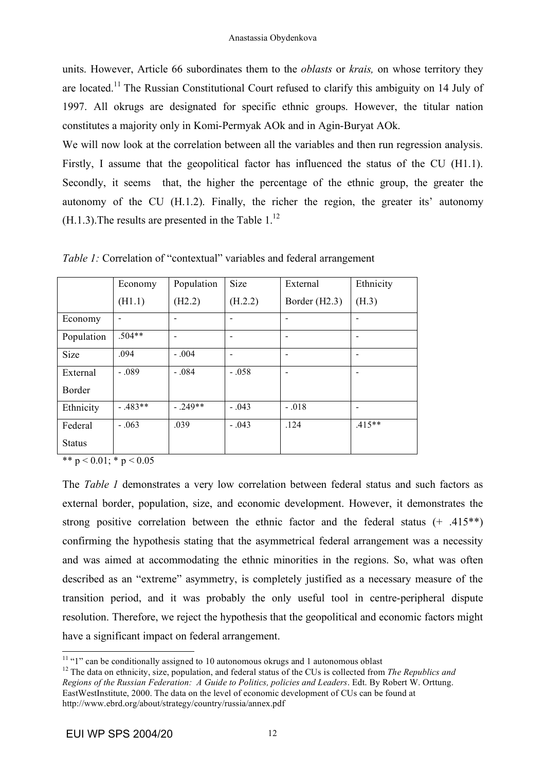units. However, Article 66 subordinates them to the *oblasts* or *krais,* on whose territory they are located.[11] The Russian Constitutional Court refused to clarify this ambiguity on 14 July of 1997. All okrugs are designated for specific ethnic groups. However, the titular nation constitutes a majority only in Komi-Permyak AOk and in Agin-Buryat AOk.

We will now look at the correlation between all the variables and then run regression analysis. Firstly, I assume that the geopolitical factor has influenced the status of the CU (H1.1). Secondly, it seems that, the higher the percentage of the ethnic group, the greater the autonomy of the CU (H.1.2). Finally, the richer the region, the greater its' autonomy (H.1.3).The results are presented in the Table 1.[12]

*Table 1:* Correlation of "contextual" variables and federal arrangement

| | Economy (H1.1) | Population (H2.2) | Size (H.2.2) | External Border (H2.3) | Ethnicity (H.3) |
|---|---|---|---|---|---|
| Economy | - | - | - | - | - |
| Population | .504** | - | - | - | - |
| Size | .094 | - .004 | - | - | - |
| External Border | - .089 | - .084 | - .058 | - | - |
| Ethnicity | - .483** | - .249** | - .043 | - .018 | - |
| Federal Status | - .063 | .039 | - .043 | .124 | .415** |

** $p < 0.01$; * $p < 0.05$

The *Table 1* demonstrates a very low correlation between federal status and such factors as external border, population, size, and economic development. However, it demonstrates the strong positive correlation between the ethnic factor and the federal status (+ .415**) confirming the hypothesis stating that the asymmetrical federal arrangement was a necessity and was aimed at accommodating the ethnic minorities in the regions. So, what was often described as an "extreme" asymmetry, is completely justified as a necessary measure of the transition period, and it was probably the only useful tool in centre-peripheral dispute resolution. Therefore, we reject the hypothesis that the geopolitical and economic factors might have a significant impact on federal arrangement.

[11] "1" can be conditionally assigned to 10 autonomous okrugs and 1 autonomous oblast

[12] The data on ethnicity, size, population, and federal status of the CUs is collected from *The Republics and Regions of the Russian Federation: A Guide to Politics, policies and Leaders*. Edt. By Robert W. Orttung. EastWestInstitute, 2000. The data on the level of economic development of CUs can be found at http://www.ebrd.org/about/strategy/country/russia/annex.pdf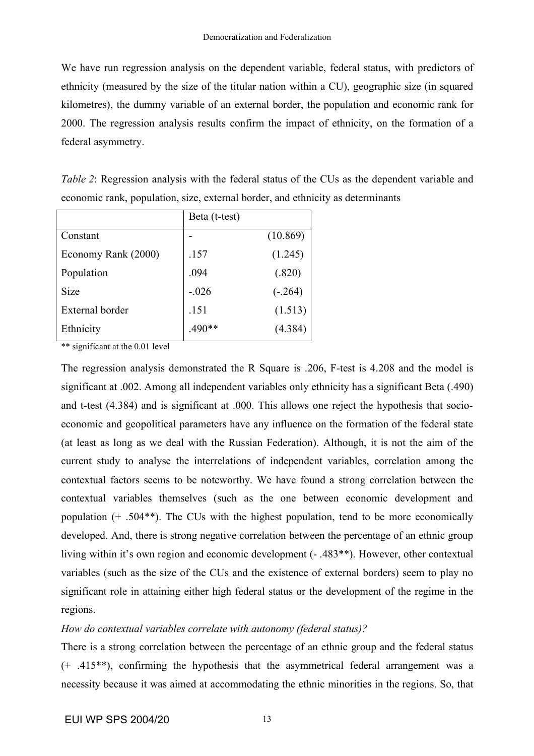We have run regression analysis on the dependent variable, federal status, with predictors of ethnicity (measured by the size of the titular nation within a CU), geographic size (in squared kilometres), the dummy variable of an external border, the population and economic rank for 2000. The regression analysis results confirm the impact of ethnicity, on the formation of a federal asymmetry.

*Table 2*: Regression analysis with the federal status of the CUs as the dependent variable and economic rank, population, size, external border, and ethnicity as determinants

| | Beta (t-test) | |
|---|---|---|
| Constant | - | (10.869) |
| Economy Rank (2000) | .157 | (1.245) |
| Population | .094 | (.820) |
| Size | -.026 | (-.264) |
| External border | .151 | (1.513) |
| Ethnicity | .490** | (4.384) |

** significant at the 0.01 level

The regression analysis demonstrated the R Square is .206, F-test is 4.208 and the model is significant at .002. Among all independent variables only ethnicity has a significant Beta (.490) and t-test (4.384) and is significant at .000. This allows one reject the hypothesis that socio-economic and geopolitical parameters have any influence on the formation of the federal state (at least as long as we deal with the Russian Federation). Although, it is not the aim of the current study to analyse the interrelations of independent variables, correlation among the contextual factors seems to be noteworthy. We have found a strong correlation between the contextual variables themselves (such as the one between economic development and population (+ .504**). The CUs with the highest population, tend to be more economically developed. And, there is strong negative correlation between the percentage of an ethnic group living within it's own region and economic development (- .483**). However, other contextual variables (such as the size of the CUs and the existence of external borders) seem to play no significant role in attaining either high federal status or the development of the regime in the regions.

*How do contextual variables correlate with autonomy (federal status)?*

There is a strong correlation between the percentage of an ethnic group and the federal status (+ .415**), confirming the hypothesis that the asymmetrical federal arrangement was a necessity because it was aimed at accommodating the ethnic minorities in the regions. So, that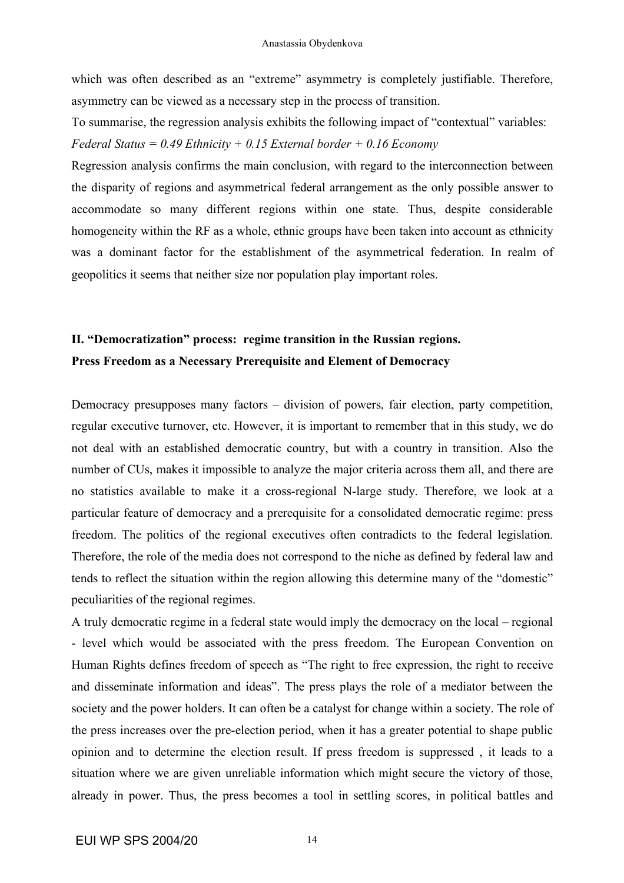which was often described as an "extreme" asymmetry is completely justifiable. Therefore, asymmetry can be viewed as a necessary step in the process of transition.

To summarise, the regression analysis exhibits the following impact of "contextual" variables:

*Federal Status = 0.49 Ethnicity + 0.15 External border + 0.16 Economy*

Regression analysis confirms the main conclusion, with regard to the interconnection between the disparity of regions and asymmetrical federal arrangement as the only possible answer to accommodate so many different regions within one state. Thus, despite considerable homogeneity within the RF as a whole, ethnic groups have been taken into account as ethnicity was a dominant factor for the establishment of the asymmetrical federation. In realm of geopolitics it seems that neither size nor population play important roles.

## II. "Democratization" process: regime transition in the Russian regions. Press Freedom as a Necessary Prerequisite and Element of Democracy

Democracy presupposes many factors – division of powers, fair election, party competition, regular executive turnover, etc. However, it is important to remember that in this study, we do not deal with an established democratic country, but with a country in transition. Also the number of CUs, makes it impossible to analyze the major criteria across them all, and there are no statistics available to make it a cross-regional N-large study. Therefore, we look at a particular feature of democracy and a prerequisite for a consolidated democratic regime: press freedom. The politics of the regional executives often contradicts to the federal legislation. Therefore, the role of the media does not correspond to the niche as defined by federal law and tends to reflect the situation within the region allowing this determine many of the "domestic" peculiarities of the regional regimes.

A truly democratic regime in a federal state would imply the democracy on the local – regional - level which would be associated with the press freedom. The European Convention on Human Rights defines freedom of speech as "The right to free expression, the right to receive and disseminate information and ideas". The press plays the role of a mediator between the society and the power holders. It can often be a catalyst for change within a society. The role of the press increases over the pre-election period, when it has a greater potential to shape public opinion and to determine the election result. If press freedom is suppressed , it leads to a situation where we are given unreliable information which might secure the victory of those, already in power. Thus, the press becomes a tool in settling scores, in political battles and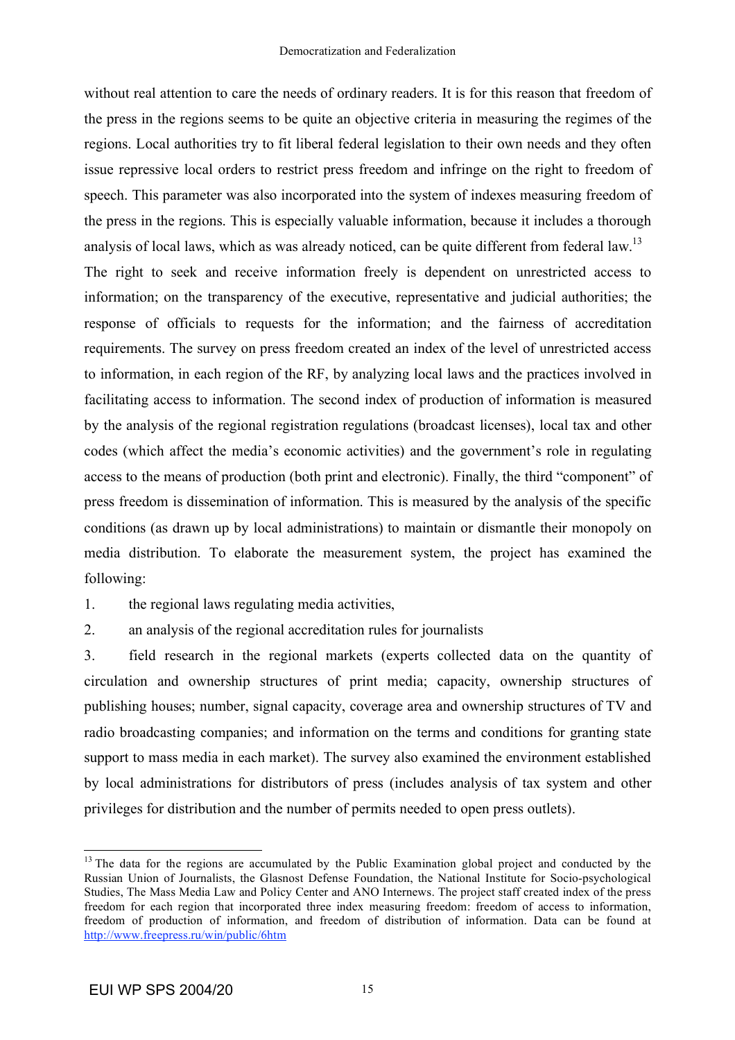without real attention to care the needs of ordinary readers. It is for this reason that freedom of the press in the regions seems to be quite an objective criteria in measuring the regimes of the regions. Local authorities try to fit liberal federal legislation to their own needs and they often issue repressive local orders to restrict press freedom and infringe on the right to freedom of speech. This parameter was also incorporated into the system of indexes measuring freedom of the press in the regions. This is especially valuable information, because it includes a thorough analysis of local laws, which as was already noticed, can be quite different from federal law.[13]

The right to seek and receive information freely is dependent on unrestricted access to information; on the transparency of the executive, representative and judicial authorities; the response of officials to requests for the information; and the fairness of accreditation requirements. The survey on press freedom created an index of the level of unrestricted access to information, in each region of the RF, by analyzing local laws and the practices involved in facilitating access to information. The second index of production of information is measured by the analysis of the regional registration regulations (broadcast licenses), local tax and other codes (which affect the media's economic activities) and the government's role in regulating access to the means of production (both print and electronic). Finally, the third "component" of press freedom is dissemination of information. This is measured by the analysis of the specific conditions (as drawn up by local administrations) to maintain or dismantle their monopoly on media distribution. To elaborate the measurement system, the project has examined the following:

1. the regional laws regulating media activities,
2. an analysis of the regional accreditation rules for journalists
3. field research in the regional markets (experts collected data on the quantity of circulation and ownership structures of print media; capacity, ownership structures of publishing houses; number, signal capacity, coverage area and ownership structures of TV and radio broadcasting companies; and information on the terms and conditions for granting state support to mass media in each market). The survey also examined the environment established by local administrations for distributors of press (includes analysis of tax system and other privileges for distribution and the number of permits needed to open press outlets).

---

[13] The data for the regions are accumulated by the Public Examination global project and conducted by the Russian Union of Journalists, the Glasnost Defense Foundation, the National Institute for Socio-psychological Studies, The Mass Media Law and Policy Center and ANO Internews. The project staff created index of the press freedom for each region that incorporated three index measuring freedom: freedom of access to information, freedom of production of information, and freedom of distribution of information. Data can be found at http://www.freepress.ru/win/public/6htm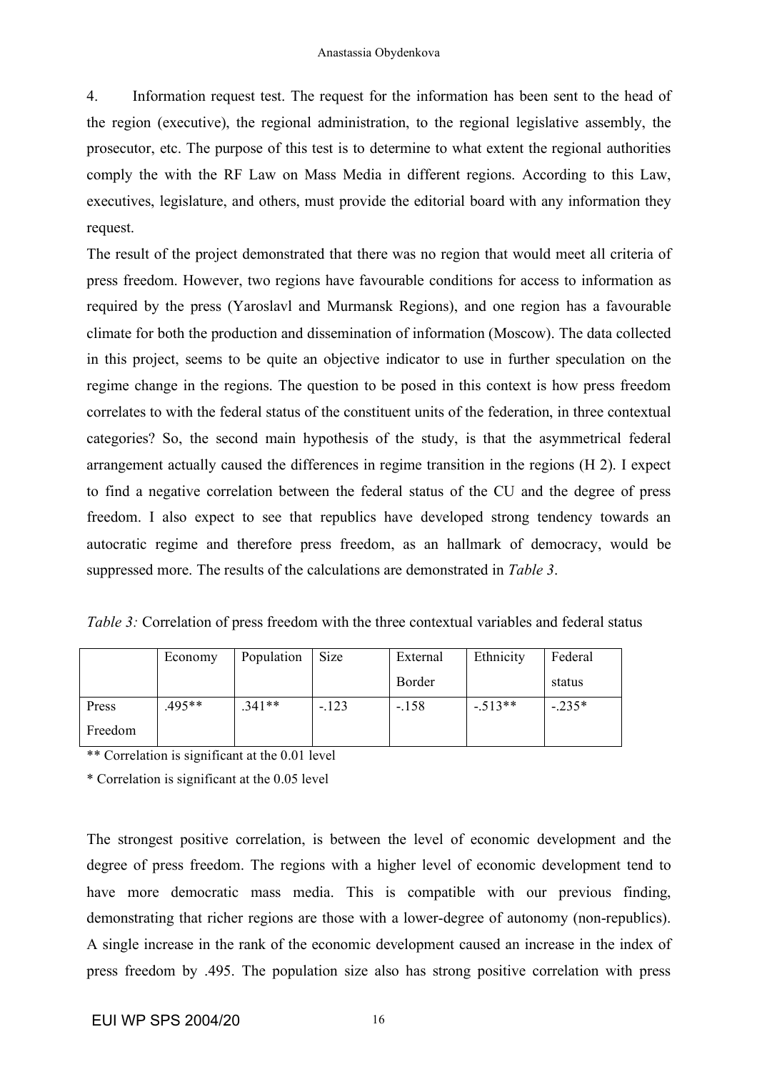4. Information request test. The request for the information has been sent to the head of the region (executive), the regional administration, to the regional legislative assembly, the prosecutor, etc. The purpose of this test is to determine to what extent the regional authorities comply the with the RF Law on Mass Media in different regions. According to this Law, executives, legislature, and others, must provide the editorial board with any information they request.

The result of the project demonstrated that there was no region that would meet all criteria of press freedom. However, two regions have favourable conditions for access to information as required by the press (Yaroslavl and Murmansk Regions), and one region has a favourable climate for both the production and dissemination of information (Moscow). The data collected in this project, seems to be quite an objective indicator to use in further speculation on the regime change in the regions. The question to be posed in this context is how press freedom correlates to with the federal status of the constituent units of the federation, in three contextual categories? So, the second main hypothesis of the study, is that the asymmetrical federal arrangement actually caused the differences in regime transition in the regions (H 2). I expect to find a negative correlation between the federal status of the CU and the degree of press freedom. I also expect to see that republics have developed strong tendency towards an autocratic regime and therefore press freedom, as an hallmark of democracy, would be suppressed more. The results of the calculations are demonstrated in *Table 3*.

*Table 3:* Correlation of press freedom with the three contextual variables and federal status

| | Economy | Population | Size | External Border | Ethnicity | Federal status |
|---|---|---|---|---|---|---|
| Press Freedom | .495** | .341** | -.123 | -.158 | -.513** | -.235* |

** Correlation is significant at the 0.01 level

* Correlation is significant at the 0.05 level

The strongest positive correlation, is between the level of economic development and the degree of press freedom. The regions with a higher level of economic development tend to have more democratic mass media. This is compatible with our previous finding, demonstrating that richer regions are those with a lower-degree of autonomy (non-republics). A single increase in the rank of the economic development caused an increase in the index of press freedom by .495. The population size also has strong positive correlation with press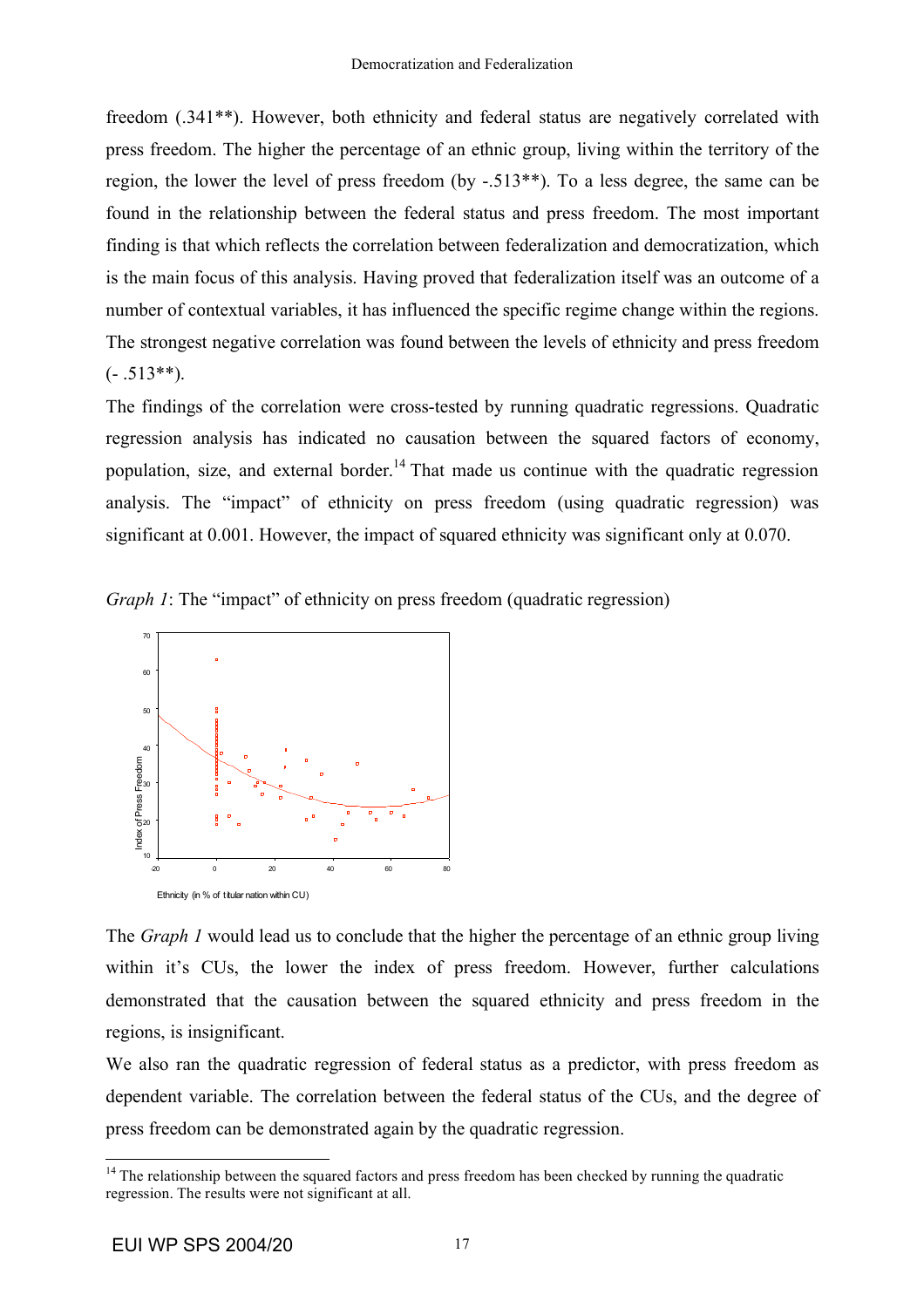freedom (.341**). However, both ethnicity and federal status are negatively correlated with press freedom. The higher the percentage of an ethnic group, living within the territory of the region, the lower the level of press freedom (by -.513**). To a less degree, the same can be found in the relationship between the federal status and press freedom. The most important finding is that which reflects the correlation between federalization and democratization, which is the main focus of this analysis. Having proved that federalization itself was an outcome of a number of contextual variables, it has influenced the specific regime change within the regions. The strongest negative correlation was found between the levels of ethnicity and press freedom (- .513**).

The findings of the correlation were cross-tested by running quadratic regressions. Quadratic regression analysis has indicated no causation between the squared factors of economy, population, size, and external border.[14] That made us continue with the quadratic regression analysis. The "impact" of ethnicity on press freedom (using quadratic regression) was significant at 0.001. However, the impact of squared ethnicity was significant only at 0.070.

*Graph 1*: The "impact" of ethnicity on press freedom (quadratic regression)

The *Graph 1* would lead us to conclude that the higher the percentage of an ethnic group living within it's CUs, the lower the index of press freedom. However, further calculations demonstrated that the causation between the squared ethnicity and press freedom in the regions, is insignificant.

We also ran the quadratic regression of federal status as a predictor, with press freedom as dependent variable. The correlation between the federal status of the CUs, and the degree of press freedom can be demonstrated again by the quadratic regression.

[14] The relationship between the squared factors and press freedom has been checked by running the quadratic regression. The results were not significant at all.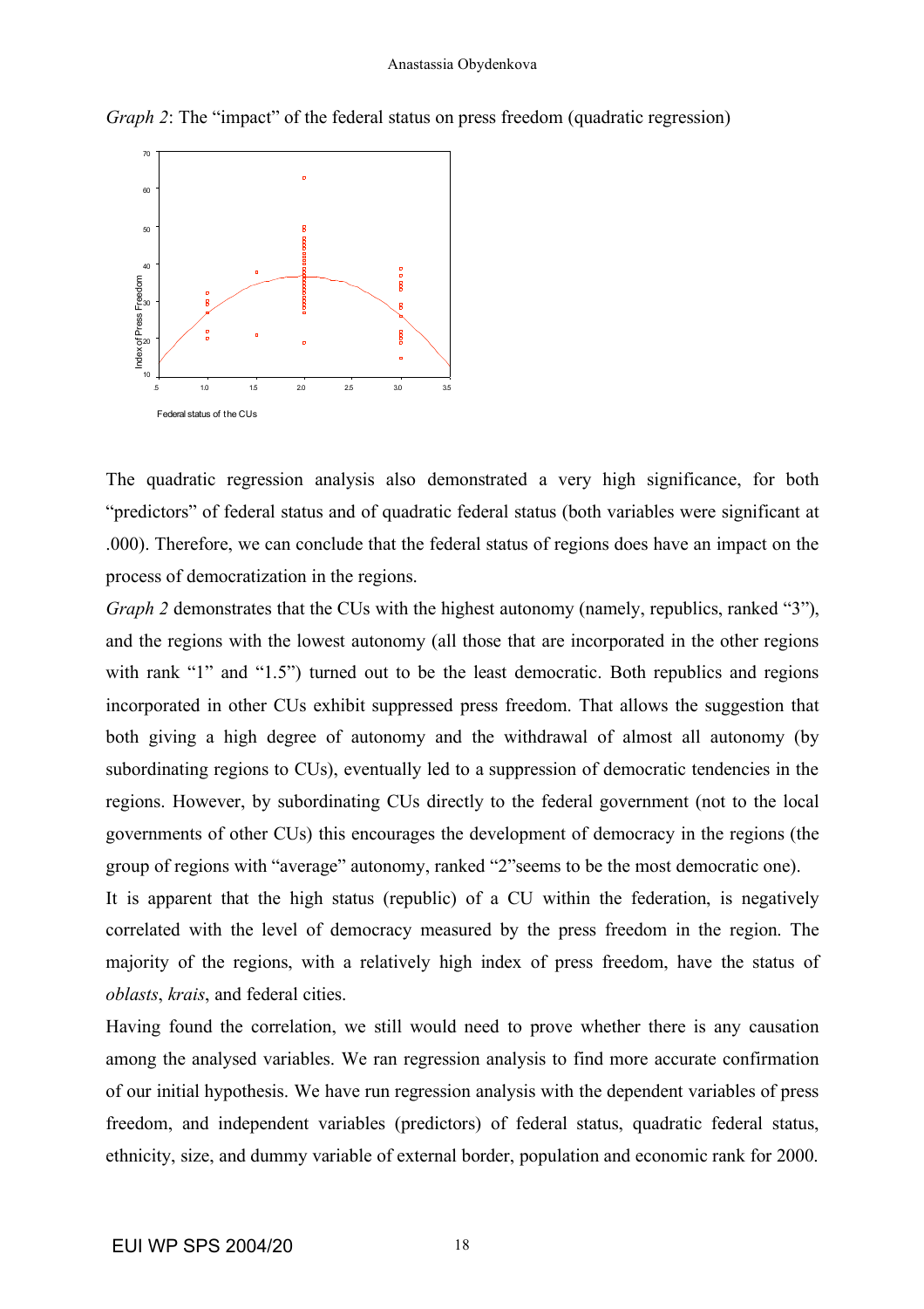*Graph 2*: The "impact" of the federal status on press freedom (quadratic regression)

The quadratic regression analysis also demonstrated a very high significance, for both "predictors" of federal status and of quadratic federal status (both variables were significant at .000). Therefore, we can conclude that the federal status of regions does have an impact on the process of democratization in the regions.

*Graph 2* demonstrates that the CUs with the highest autonomy (namely, republics, ranked "3"), and the regions with the lowest autonomy (all those that are incorporated in the other regions with rank "1" and "1.5") turned out to be the least democratic. Both republics and regions incorporated in other CUs exhibit suppressed press freedom. That allows the suggestion that both giving a high degree of autonomy and the withdrawal of almost all autonomy (by subordinating regions to CUs), eventually led to a suppression of democratic tendencies in the regions. However, by subordinating CUs directly to the federal government (not to the local governments of other CUs) this encourages the development of democracy in the regions (the group of regions with "average" autonomy, ranked "2"seems to be the most democratic one).

It is apparent that the high status (republic) of a CU within the federation, is negatively correlated with the level of democracy measured by the press freedom in the region. The majority of the regions, with a relatively high index of press freedom, have the status of *oblasts*, *krais*, and federal cities.

Having found the correlation, we still would need to prove whether there is any causation among the analysed variables. We ran regression analysis to find more accurate confirmation of our initial hypothesis. We have run regression analysis with the dependent variables of press freedom, and independent variables (predictors) of federal status, quadratic federal status, ethnicity, size, and dummy variable of external border, population and economic rank for 2000.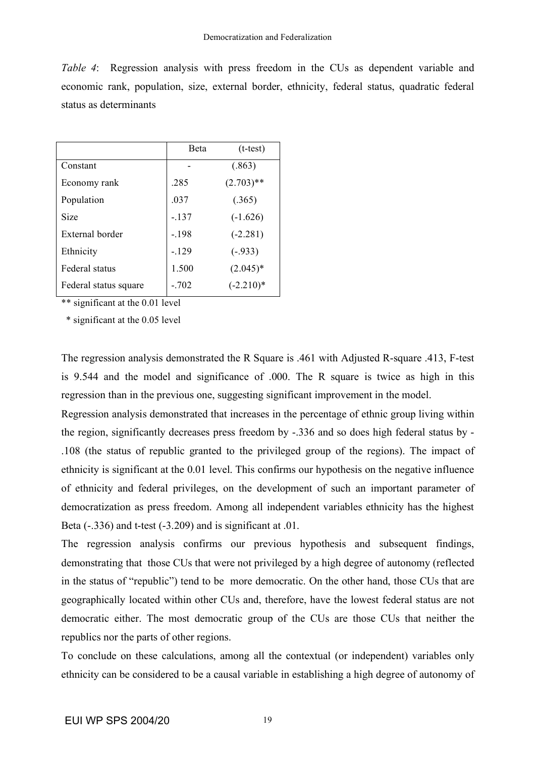*Table 4*: Regression analysis with press freedom in the CUs as dependent variable and economic rank, population, size, external border, ethnicity, federal status, quadratic federal status as determinants

| | Beta | (t-test) |
|---|---|---|
| Constant | - | (.863) |
| Economy rank | .285 | (2.703)** |
| Population | .037 | (.365) |
| Size | -.137 | (-1.626) |
| External border | -.198 | (-2.281) |
| Ethnicity | -.129 | (-.933) |
| Federal status | 1.500 | (2.045)* |
| Federal status square | -.702 | (-2.210)* |

** significant at the 0.01 level

* significant at the 0.05 level

The regression analysis demonstrated the R Square is .461 with Adjusted R-square .413, F-test is 9.544 and the model and significance of .000. The R square is twice as high in this regression than in the previous one, suggesting significant improvement in the model.

Regression analysis demonstrated that increases in the percentage of ethnic group living within the region, significantly decreases press freedom by -.336 and so does high federal status by -.108 (the status of republic granted to the privileged group of the regions). The impact of ethnicity is significant at the 0.01 level. This confirms our hypothesis on the negative influence of ethnicity and federal privileges, on the development of such an important parameter of democratization as press freedom. Among all independent variables ethnicity has the highest Beta (-.336) and t-test (-3.209) and is significant at .01.

The regression analysis confirms our previous hypothesis and subsequent findings, demonstrating that those CUs that were not privileged by a high degree of autonomy (reflected in the status of "republic") tend to be more democratic. On the other hand, those CUs that are geographically located within other CUs and, therefore, have the lowest federal status are not democratic either. The most democratic group of the CUs are those CUs that neither the republics nor the parts of other regions.

To conclude on these calculations, among all the contextual (or independent) variables only ethnicity can be considered to be a causal variable in establishing a high degree of autonomy of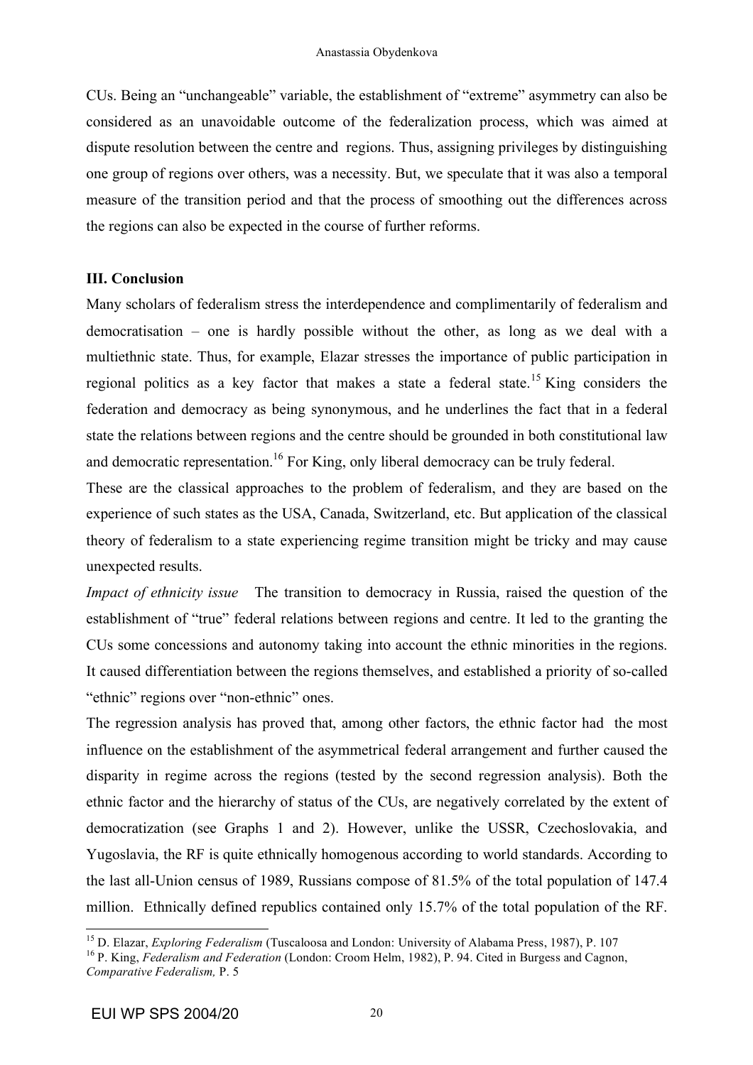CUs. Being an "unchangeable" variable, the establishment of "extreme" asymmetry can also be considered as an unavoidable outcome of the federalization process, which was aimed at dispute resolution between the centre and regions. Thus, assigning privileges by distinguishing one group of regions over others, was a necessity. But, we speculate that it was also a temporal measure of the transition period and that the process of smoothing out the differences across the regions can also be expected in the course of further reforms.

### III. Conclusion

Many scholars of federalism stress the interdependence and complimentarily of federalism and democratisation – one is hardly possible without the other, as long as we deal with a multiethnic state. Thus, for example, Elazar stresses the importance of public participation in regional politics as a key factor that makes a state a federal state.[15] King considers the federation and democracy as being synonymous, and he underlines the fact that in a federal state the relations between regions and the centre should be grounded in both constitutional law and democratic representation.[16] For King, only liberal democracy can be truly federal.

These are the classical approaches to the problem of federalism, and they are based on the experience of such states as the USA, Canada, Switzerland, etc. But application of the classical theory of federalism to a state experiencing regime transition might be tricky and may cause unexpected results.

*Impact of ethnicity issue* The transition to democracy in Russia, raised the question of the establishment of "true" federal relations between regions and centre. It led to the granting the CUs some concessions and autonomy taking into account the ethnic minorities in the regions. It caused differentiation between the regions themselves, and established a priority of so-called "ethnic" regions over "non-ethnic" ones.

The regression analysis has proved that, among other factors, the ethnic factor had the most influence on the establishment of the asymmetrical federal arrangement and further caused the disparity in regime across the regions (tested by the second regression analysis). Both the ethnic factor and the hierarchy of status of the CUs, are negatively correlated by the extent of democratization (see Graphs 1 and 2). However, unlike the USSR, Czechoslovakia, and Yugoslavia, the RF is quite ethnically homogenous according to world standards. According to the last all-Union census of 1989, Russians compose of 81.5% of the total population of 147.4 million. Ethnically defined republics contained only 15.7% of the total population of the RF.

---

[15] D. Elazar, *Exploring Federalism* (Tuscaloosa and London: University of Alabama Press, 1987), P. 107

[16] P. King, *Federalism and Federation* (London: Croom Helm, 1982), P. 94. Cited in Burgess and Cagnon, *Comparative Federalism,* P. 5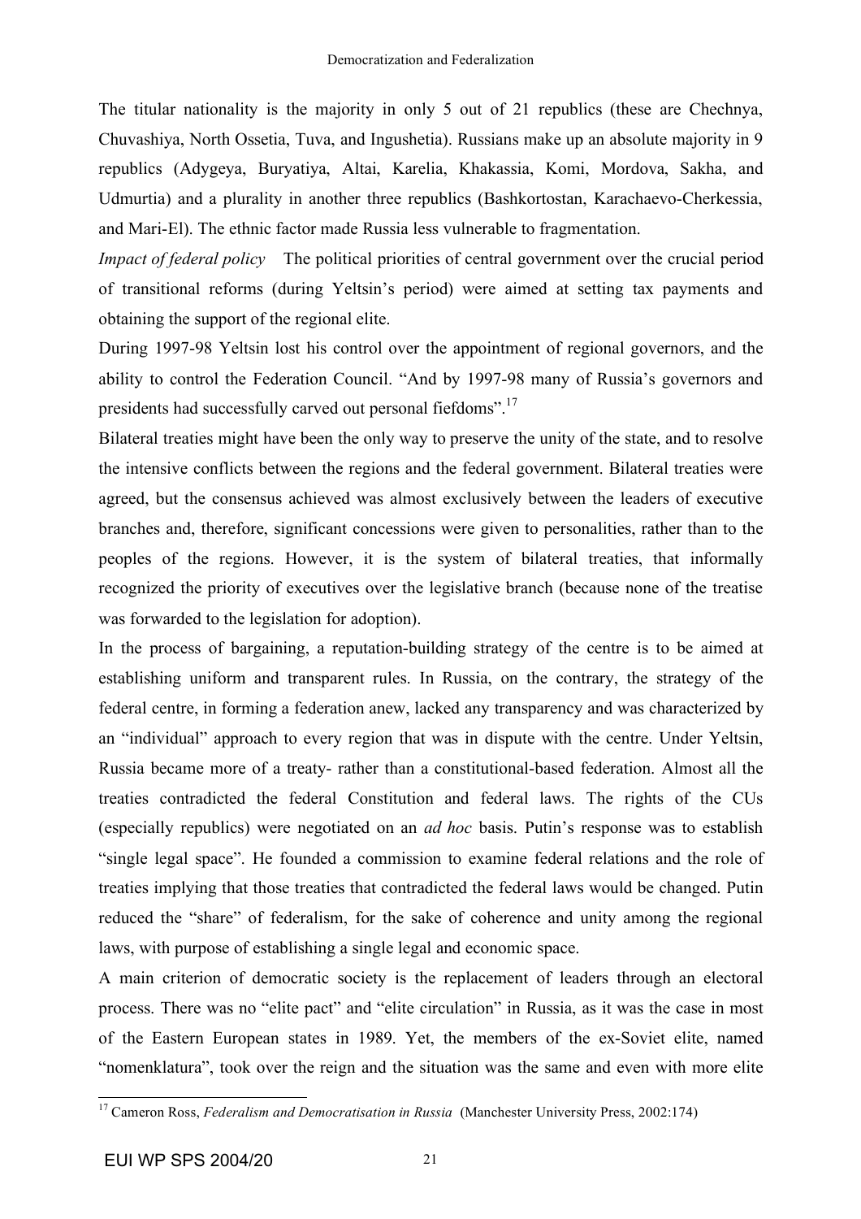The titular nationality is the majority in only 5 out of 21 republics (these are Chechnya, Chuvashiya, North Ossetia, Tuva, and Ingushetia). Russians make up an absolute majority in 9 republics (Adygeya, Buryatiya, Altai, Karelia, Khakassia, Komi, Mordova, Sakha, and Udmurtia) and a plurality in another three republics (Bashkortostan, Karachaevo-Cherkessia, and Mari-El). The ethnic factor made Russia less vulnerable to fragmentation.

*Impact of federal policy* The political priorities of central government over the crucial period of transitional reforms (during Yeltsin's period) were aimed at setting tax payments and obtaining the support of the regional elite.

During 1997-98 Yeltsin lost his control over the appointment of regional governors, and the ability to control the Federation Council. "And by 1997-98 many of Russia's governors and presidents had successfully carved out personal fiefdoms".[17]

Bilateral treaties might have been the only way to preserve the unity of the state, and to resolve the intensive conflicts between the regions and the federal government. Bilateral treaties were agreed, but the consensus achieved was almost exclusively between the leaders of executive branches and, therefore, significant concessions were given to personalities, rather than to the peoples of the regions. However, it is the system of bilateral treaties, that informally recognized the priority of executives over the legislative branch (because none of the treatise was forwarded to the legislation for adoption).

In the process of bargaining, a reputation-building strategy of the centre is to be aimed at establishing uniform and transparent rules. In Russia, on the contrary, the strategy of the federal centre, in forming a federation anew, lacked any transparency and was characterized by an "individual" approach to every region that was in dispute with the centre. Under Yeltsin, Russia became more of a treaty- rather than a constitutional-based federation. Almost all the treaties contradicted the federal Constitution and federal laws. The rights of the CUs (especially republics) were negotiated on an *ad hoc* basis. Putin's response was to establish "single legal space". He founded a commission to examine federal relations and the role of treaties implying that those treaties that contradicted the federal laws would be changed. Putin reduced the "share" of federalism, for the sake of coherence and unity among the regional laws, with purpose of establishing a single legal and economic space.

A main criterion of democratic society is the replacement of leaders through an electoral process. There was no "elite pact" and "elite circulation" in Russia, as it was the case in most of the Eastern European states in 1989. Yet, the members of the ex-Soviet elite, named "nomenklatura", took over the reign and the situation was the same and even with more elite

[17] Cameron Ross, *Federalism and Democratisation in Russia* (Manchester University Press, 2002:174)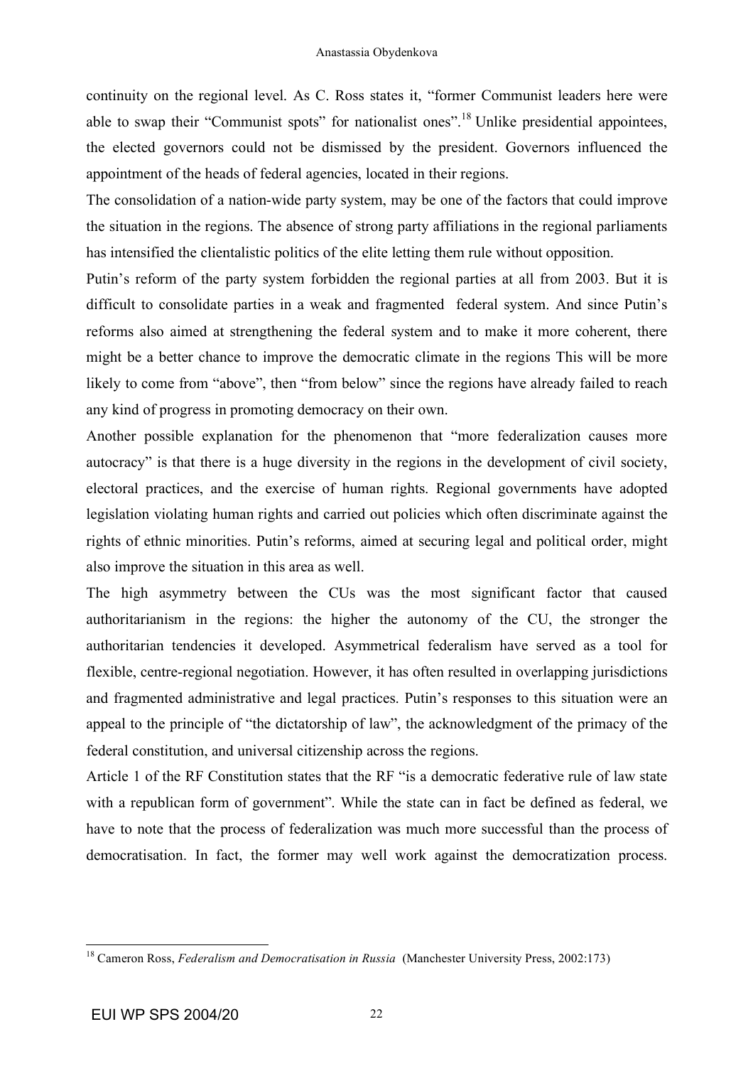continuity on the regional level. As C. Ross states it, "former Communist leaders here were able to swap their "Communist spots" for nationalist ones".[18] Unlike presidential appointees, the elected governors could not be dismissed by the president. Governors influenced the appointment of the heads of federal agencies, located in their regions.

The consolidation of a nation-wide party system, may be one of the factors that could improve the situation in the regions. The absence of strong party affiliations in the regional parliaments has intensified the clientalistic politics of the elite letting them rule without opposition.

Putin's reform of the party system forbidden the regional parties at all from 2003. But it is difficult to consolidate parties in a weak and fragmented federal system. And since Putin's reforms also aimed at strengthening the federal system and to make it more coherent, there might be a better chance to improve the democratic climate in the regions This will be more likely to come from "above", then "from below" since the regions have already failed to reach any kind of progress in promoting democracy on their own.

Another possible explanation for the phenomenon that "more federalization causes more autocracy" is that there is a huge diversity in the regions in the development of civil society, electoral practices, and the exercise of human rights. Regional governments have adopted legislation violating human rights and carried out policies which often discriminate against the rights of ethnic minorities. Putin's reforms, aimed at securing legal and political order, might also improve the situation in this area as well.

The high asymmetry between the CUs was the most significant factor that caused authoritarianism in the regions: the higher the autonomy of the CU, the stronger the authoritarian tendencies it developed. Asymmetrical federalism have served as a tool for flexible, centre-regional negotiation. However, it has often resulted in overlapping jurisdictions and fragmented administrative and legal practices. Putin's responses to this situation were an appeal to the principle of "the dictatorship of law", the acknowledgment of the primacy of the federal constitution, and universal citizenship across the regions.

Article 1 of the RF Constitution states that the RF "is a democratic federative rule of law state with a republican form of government". While the state can in fact be defined as federal, we have to note that the process of federalization was much more successful than the process of democratisation. In fact, the former may well work against the democratization process.

[18] Cameron Ross, *Federalism and Democratisation in Russia* (Manchester University Press, 2002:173)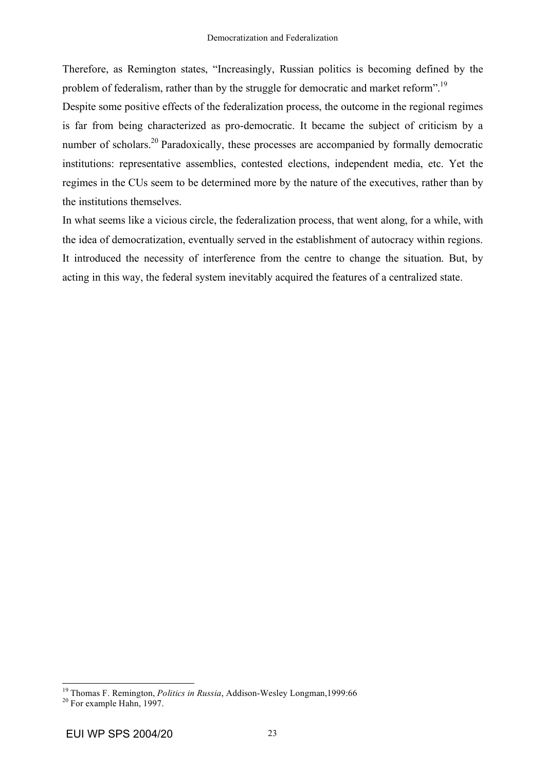Therefore, as Remington states, “Increasingly, Russian politics is becoming defined by the problem of federalism, rather than by the struggle for democratic and market reform”.[19]

Despite some positive effects of the federalization process, the outcome in the regional regimes is far from being characterized as pro-democratic. It became the subject of criticism by a number of scholars.[20] Paradoxically, these processes are accompanied by formally democratic institutions: representative assemblies, contested elections, independent media, etc. Yet the regimes in the CUs seem to be determined more by the nature of the executives, rather than by the institutions themselves.

In what seems like a vicious circle, the federalization process, that went along, for a while, with the idea of democratization, eventually served in the establishment of autocracy within regions. It introduced the necessity of interference from the centre to change the situation. But, by acting in this way, the federal system inevitably acquired the features of a centralized state.

---

[19] Thomas F. Remington, *Politics in Russia*, Addison-Wesley Longman,1999:66

[20] For example Hahn, 1997.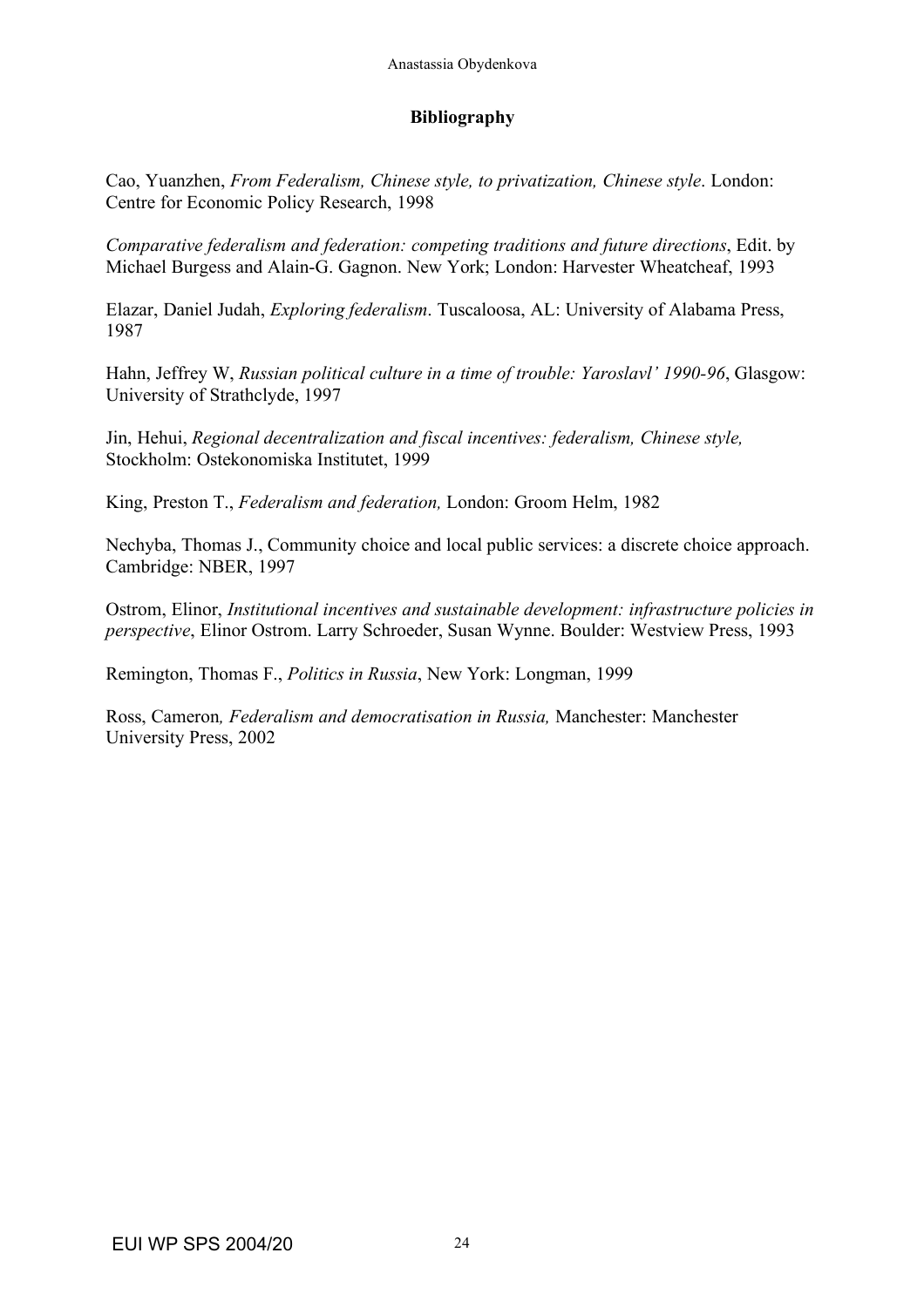## Bibliography

Cao, Yuanzhen, *From Federalism, Chinese style, to privatization, Chinese style*. London: Centre for Economic Policy Research, 1998

*Comparative federalism and federation: competing traditions and future directions*, Edit. by Michael Burgess and Alain-G. Gagnon. New York; London: Harvester Wheatcheaf, 1993

Elazar, Daniel Judah, *Exploring federalism*. Tuscaloosa, AL: University of Alabama Press, 1987

Hahn, Jeffrey W, *Russian political culture in a time of trouble: Yaroslavl' 1990-96*, Glasgow: University of Strathclyde, 1997

Jin, Hehui, *Regional decentralization and fiscal incentives: federalism, Chinese style,* Stockholm: Ostekonomiska Institutet, 1999

King, Preston T., *Federalism and federation,* London: Groom Helm, 1982

Nechyba, Thomas J., Community choice and local public services: a discrete choice approach. Cambridge: NBER, 1997

Ostrom, Elinor, *Institutional incentives and sustainable development: infrastructure policies in perspective*, Elinor Ostrom. Larry Schroeder, Susan Wynne. Boulder: Westview Press, 1993

Remington, Thomas F., *Politics in Russia*, New York: Longman, 1999

Ross, Cameron*, Federalism and democratisation in Russia,* Manchester: Manchester University Press, 2002